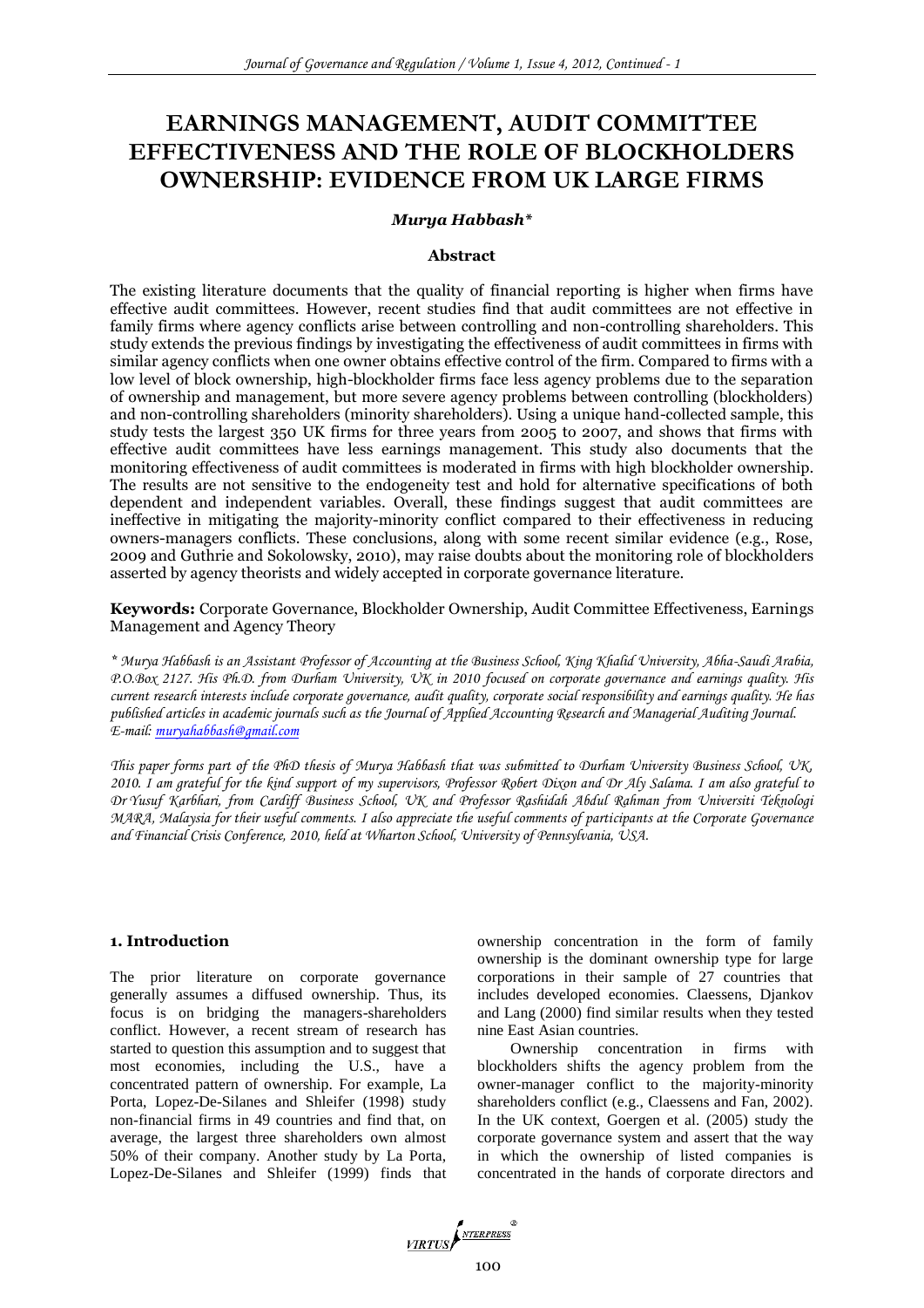# EARNINGS MANAGEMENT, AUDIT COMMITTEE EFFECTIVENESS AND THE ROLE OF BLOCKHOLDERS OWNERSHIP: EVIDENCE FROM UK LARGE FIRMS

***Murya Habbash****

### Abstract

The existing literature documents that the quality of financial reporting is higher when firms have effective audit committees. However, recent studies find that audit committees are not effective in family firms where agency conflicts arise between controlling and non-controlling shareholders. This study extends the previous findings by investigating the effectiveness of audit committees in firms with similar agency conflicts when one owner obtains effective control of the firm. Compared to firms with a low level of block ownership, high-blockholder firms face less agency problems due to the separation of ownership and management, but more severe agency problems between controlling (blockholders) and non-controlling shareholders (minority shareholders). Using a unique hand-collected sample, this study tests the largest 350 UK firms for three years from 2005 to 2007, and shows that firms with effective audit committees have less earnings management. This study also documents that the monitoring effectiveness of audit committees is moderated in firms with high blockholder ownership. The results are not sensitive to the endogeneity test and hold for alternative specifications of both dependent and independent variables. Overall, these findings suggest that audit committees are ineffective in mitigating the majority-minority conflict compared to their effectiveness in reducing owners-managers conflicts. These conclusions, along with some recent similar evidence (e.g., Rose, 2009 and Guthrie and Sokolowsky, 2010), may raise doubts about the monitoring role of blockholders asserted by agency theorists and widely accepted in corporate governance literature.

**Keywords:** Corporate Governance, Blockholder Ownership, Audit Committee Effectiveness, Earnings Management and Agency Theory

*\* Murya Habbash is an Assistant Professor of Accounting at the Business School, King Khalid University, Abha-Saudi Arabia, P.O.Box 2127. His Ph.D. from Durham University, UK in 2010 focused on corporate governance and earnings quality. His current research interests include corporate governance, audit quality, corporate social responsibility and earnings quality. He has published articles in academic journals such as the Journal of Applied Accounting Research and Managerial Auditing Journal. E-mail: muryahabbash@gmail.com*

*This paper forms part of the PhD thesis of Murya Habbash that was submitted to Durham University Business School, UK, 2010. I am grateful for the kind support of my supervisors, Professor Robert Dixon and Dr Aly Salama. I am also grateful to Dr Yusuf Karbhari, from Cardiff Business School, UK and Professor Rashidah Abdul Rahman from Universiti Teknologi MARA, Malaysia for their useful comments. I also appreciate the useful comments of participants at the Corporate Governance and Financial Crisis Conference, 2010, held at Wharton School, University of Pennsylvania, USA.*

## 1. Introduction

The prior literature on corporate governance generally assumes a diffused ownership. Thus, its focus is on bridging the managers-shareholders conflict. However, a recent stream of research has started to question this assumption and to suggest that most economies, including the U.S., have a concentrated pattern of ownership. For example, La Porta, Lopez-De-Silanes and Shleifer (1998) study non-financial firms in 49 countries and find that, on average, the largest three shareholders own almost 50% of their company. Another study by La Porta, Lopez-De-Silanes and Shleifer (1999) finds that ownership concentration in the form of family ownership is the dominant ownership type for large corporations in their sample of 27 countries that includes developed economies. Claessens, Djankov and Lang (2000) find similar results when they tested nine East Asian countries.

Ownership concentration in firms with blockholders shifts the agency problem from the owner-manager conflict to the majority-minority shareholders conflict (e.g., Claessens and Fan, 2002). In the UK context, Goergen et al. (2005) study the corporate governance system and assert that the way in which the ownership of listed companies is concentrated in the hands of corporate directors and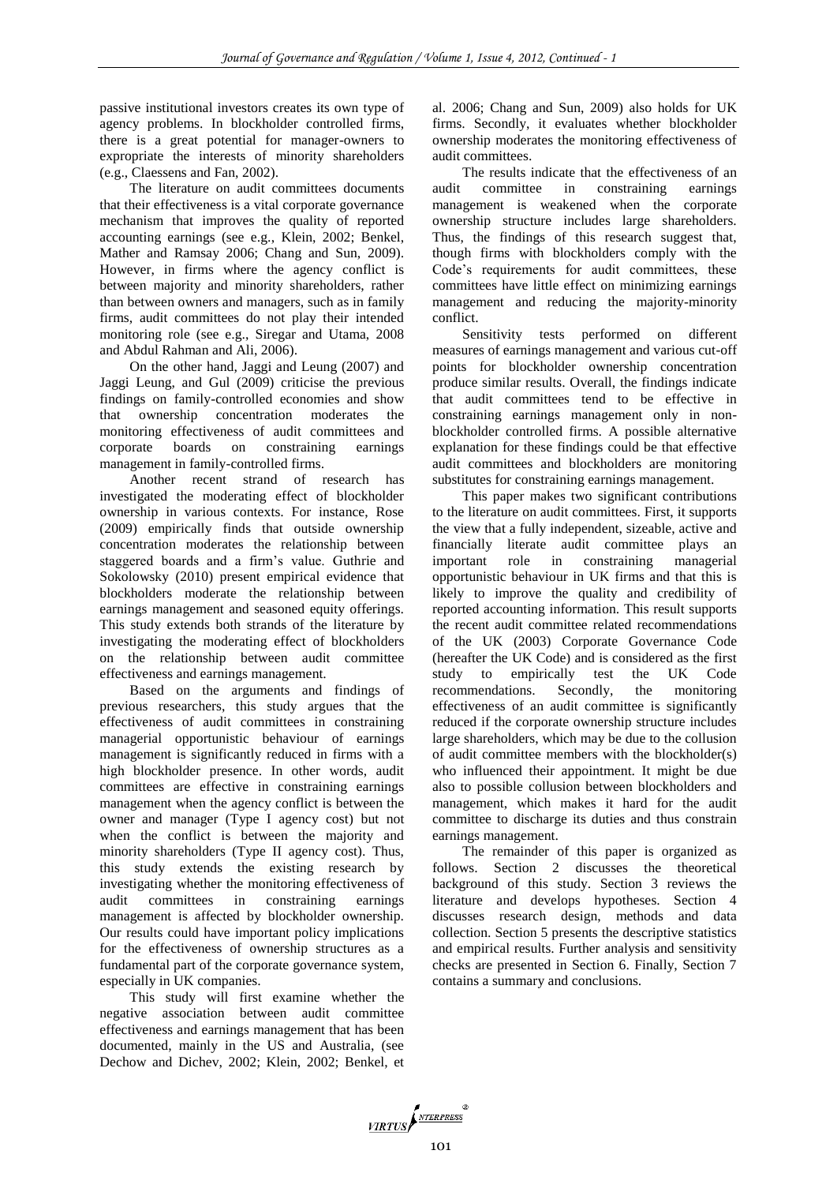passive institutional investors creates its own type of agency problems. In blockholder controlled firms, there is a great potential for manager-owners to expropriate the interests of minority shareholders (e.g., Claessens and Fan, 2002).

The literature on audit committees documents that their effectiveness is a vital corporate governance mechanism that improves the quality of reported accounting earnings (see e.g., Klein, 2002; Benkel, Mather and Ramsay 2006; Chang and Sun, 2009). However, in firms where the agency conflict is between majority and minority shareholders, rather than between owners and managers, such as in family firms, audit committees do not play their intended monitoring role (see e.g., Siregar and Utama, 2008 and Abdul Rahman and Ali, 2006).

On the other hand, Jaggi and Leung (2007) and Jaggi Leung, and Gul (2009) criticise the previous findings on family-controlled economies and show that ownership concentration moderates the monitoring effectiveness of audit committees and corporate boards on constraining earnings management in family-controlled firms.

Another recent strand of research has investigated the moderating effect of blockholder ownership in various contexts. For instance, Rose (2009) empirically finds that outside ownership concentration moderates the relationship between staggered boards and a firm's value. Guthrie and Sokolowsky (2010) present empirical evidence that blockholders moderate the relationship between earnings management and seasoned equity offerings. This study extends both strands of the literature by investigating the moderating effect of blockholders on the relationship between audit committee effectiveness and earnings management.

Based on the arguments and findings of previous researchers, this study argues that the effectiveness of audit committees in constraining managerial opportunistic behaviour of earnings management is significantly reduced in firms with a high blockholder presence. In other words, audit committees are effective in constraining earnings management when the agency conflict is between the owner and manager (Type I agency cost) but not when the conflict is between the majority and minority shareholders (Type II agency cost). Thus, this study extends the existing research by investigating whether the monitoring effectiveness of audit committees in constraining earnings management is affected by blockholder ownership. Our results could have important policy implications for the effectiveness of ownership structures as a fundamental part of the corporate governance system, especially in UK companies.

This study will first examine whether the negative association between audit committee effectiveness and earnings management that has been documented, mainly in the US and Australia, (see Dechow and Dichev, 2002; Klein, 2002; Benkel, et al. 2006; Chang and Sun, 2009) also holds for UK firms. Secondly, it evaluates whether blockholder ownership moderates the monitoring effectiveness of audit committees.

The results indicate that the effectiveness of an audit committee in constraining earnings management is weakened when the corporate ownership structure includes large shareholders. Thus, the findings of this research suggest that, though firms with blockholders comply with the Code's requirements for audit committees, these committees have little effect on minimizing earnings management and reducing the majority-minority conflict.

Sensitivity tests performed on different measures of earnings management and various cut-off points for blockholder ownership concentration produce similar results. Overall, the findings indicate that audit committees tend to be effective in constraining earnings management only in non-blockholder controlled firms. A possible alternative explanation for these findings could be that effective audit committees and blockholders are monitoring substitutes for constraining earnings management.

This paper makes two significant contributions to the literature on audit committees. First, it supports the view that a fully independent, sizeable, active and financially literate audit committee plays an important role in constraining managerial opportunistic behaviour in UK firms and that this is likely to improve the quality and credibility of reported accounting information. This result supports the recent audit committee related recommendations of the UK (2003) Corporate Governance Code (hereafter the UK Code) and is considered as the first study to empirically test the UK Code recommendations. Secondly, the monitoring effectiveness of an audit committee is significantly reduced if the corporate ownership structure includes large shareholders, which may be due to the collusion of audit committee members with the blockholder(s) who influenced their appointment. It might be due also to possible collusion between blockholders and management, which makes it hard for the audit committee to discharge its duties and thus constrain earnings management.

The remainder of this paper is organized as follows. Section 2 discusses the theoretical background of this study. Section 3 reviews the literature and develops hypotheses. Section 4 discusses research design, methods and data collection. Section 5 presents the descriptive statistics and empirical results. Further analysis and sensitivity checks are presented in Section 6. Finally, Section 7 contains a summary and conclusions.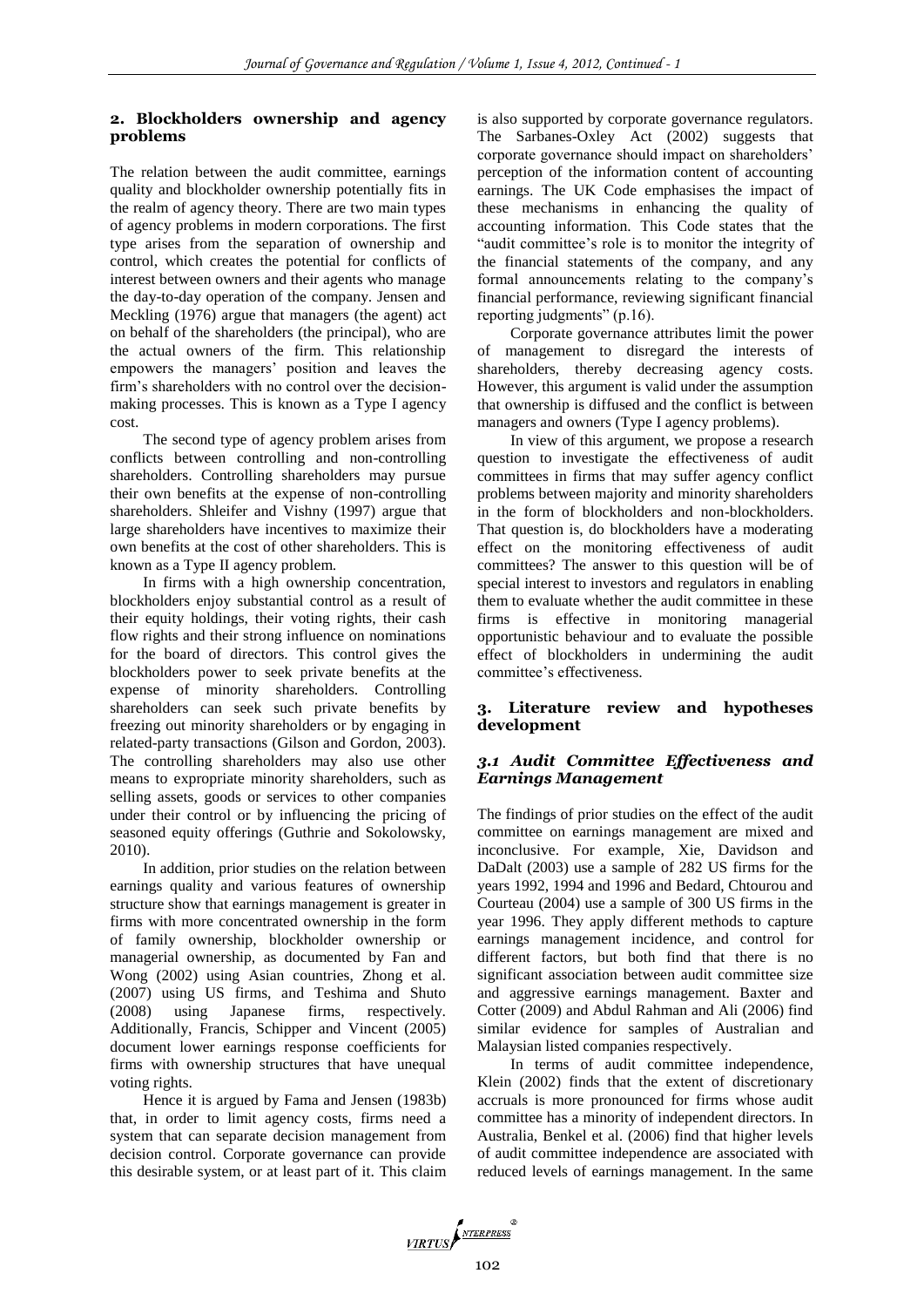## 2. Blockholders ownership and agency problems

The relation between the audit committee, earnings quality and blockholder ownership potentially fits in the realm of agency theory. There are two main types of agency problems in modern corporations. The first type arises from the separation of ownership and control, which creates the potential for conflicts of interest between owners and their agents who manage the day-to-day operation of the company. Jensen and Meckling (1976) argue that managers (the agent) act on behalf of the shareholders (the principal), who are the actual owners of the firm. This relationship empowers the managers' position and leaves the firm's shareholders with no control over the decision-making processes. This is known as a Type I agency cost.

The second type of agency problem arises from conflicts between controlling and non-controlling shareholders. Controlling shareholders may pursue their own benefits at the expense of non-controlling shareholders. Shleifer and Vishny (1997) argue that large shareholders have incentives to maximize their own benefits at the cost of other shareholders. This is known as a Type II agency problem.

In firms with a high ownership concentration, blockholders enjoy substantial control as a result of their equity holdings, their voting rights, their cash flow rights and their strong influence on nominations for the board of directors. This control gives the blockholders power to seek private benefits at the expense of minority shareholders. Controlling shareholders can seek such private benefits by freezing out minority shareholders or by engaging in related-party transactions (Gilson and Gordon, 2003). The controlling shareholders may also use other means to expropriate minority shareholders, such as selling assets, goods or services to other companies under their control or by influencing the pricing of seasoned equity offerings (Guthrie and Sokolowsky, 2010).

In addition, prior studies on the relation between earnings quality and various features of ownership structure show that earnings management is greater in firms with more concentrated ownership in the form of family ownership, blockholder ownership or managerial ownership, as documented by Fan and Wong (2002) using Asian countries, Zhong et al. (2007) using US firms, and Teshima and Shuto (2008) using Japanese firms, respectively. Additionally, Francis, Schipper and Vincent (2005) document lower earnings response coefficients for firms with ownership structures that have unequal voting rights.

Hence it is argued by Fama and Jensen (1983b) that, in order to limit agency costs, firms need a system that can separate decision management from decision control. Corporate governance can provide this desirable system, or at least part of it. This claim is also supported by corporate governance regulators. The Sarbanes-Oxley Act (2002) suggests that corporate governance should impact on shareholders' perception of the information content of accounting earnings. The UK Code emphasises the impact of these mechanisms in enhancing the quality of accounting information. This Code states that the "audit committee's role is to monitor the integrity of the financial statements of the company, and any formal announcements relating to the company's financial performance, reviewing significant financial reporting judgments" (p.16).

Corporate governance attributes limit the power of management to disregard the interests of shareholders, thereby decreasing agency costs. However, this argument is valid under the assumption that ownership is diffused and the conflict is between managers and owners (Type I agency problems).

In view of this argument, we propose a research question to investigate the effectiveness of audit committees in firms that may suffer agency conflict problems between majority and minority shareholders in the form of blockholders and non-blockholders. That question is, do blockholders have a moderating effect on the monitoring effectiveness of audit committees? The answer to this question will be of special interest to investors and regulators in enabling them to evaluate whether the audit committee in these firms is effective in monitoring managerial opportunistic behaviour and to evaluate the possible effect of blockholders in undermining the audit committee's effectiveness.

## 3. Literature review and hypotheses development

### 3.1 Audit Committee Effectiveness and Earnings Management

The findings of prior studies on the effect of the audit committee on earnings management are mixed and inconclusive. For example, Xie, Davidson and DaDalt (2003) use a sample of 282 US firms for the years 1992, 1994 and 1996 and Bedard, Chtourou and Courteau (2004) use a sample of 300 US firms in the year 1996. They apply different methods to capture earnings management incidence, and control for different factors, but both find that there is no significant association between audit committee size and aggressive earnings management. Baxter and Cotter (2009) and Abdul Rahman and Ali (2006) find similar evidence for samples of Australian and Malaysian listed companies respectively.

In terms of audit committee independence, Klein (2002) finds that the extent of discretionary accruals is more pronounced for firms whose audit committee has a minority of independent directors. In Australia, Benkel et al. (2006) find that higher levels of audit committee independence are associated with reduced levels of earnings management. In the same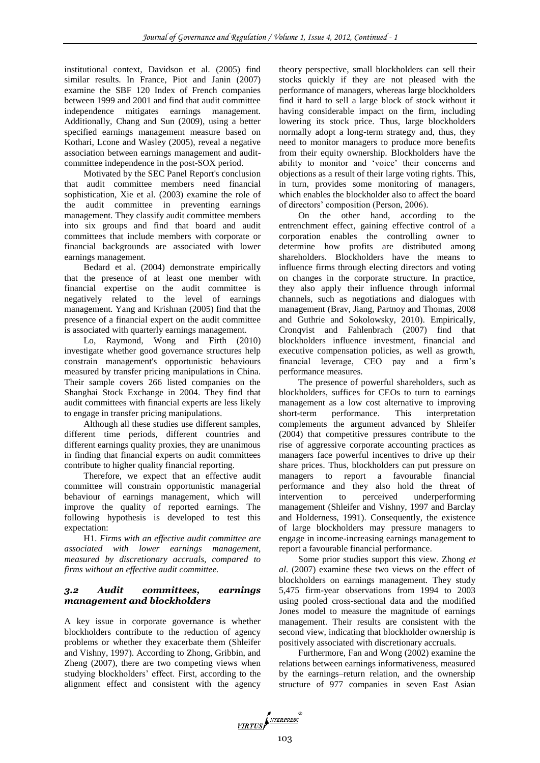institutional context, Davidson et al. (2005) find similar results. In France, Piot and Janin (2007) examine the SBF 120 Index of French companies between 1999 and 2001 and find that audit committee independence mitigates earnings management. Additionally, Chang and Sun (2009), using a better specified earnings management measure based on Kothari, Lcone and Wasley (2005), reveal a negative association between earnings management and audit-committee independence in the post-SOX period.

Motivated by the SEC Panel Report's conclusion that audit committee members need financial sophistication, Xie et al. (2003) examine the role of the audit committee in preventing earnings management. They classify audit committee members into six groups and find that board and audit committees that include members with corporate or financial backgrounds are associated with lower earnings management.

Bedard et al. (2004) demonstrate empirically that the presence of at least one member with financial expertise on the audit committee is negatively related to the level of earnings management. Yang and Krishnan (2005) find that the presence of a financial expert on the audit committee is associated with quarterly earnings management.

Lo, Raymond, Wong and Firth (2010) investigate whether good governance structures help constrain management's opportunistic behaviours measured by transfer pricing manipulations in China. Their sample covers 266 listed companies on the Shanghai Stock Exchange in 2004. They find that audit committees with financial experts are less likely to engage in transfer pricing manipulations.

Although all these studies use different samples, different time periods, different countries and different earnings quality proxies, they are unanimous in finding that financial experts on audit committees contribute to higher quality financial reporting.

Therefore, we expect that an effective audit committee will constrain opportunistic managerial behaviour of earnings management, which will improve the quality of reported earnings. The following hypothesis is developed to test this expectation:

H1. *Firms with an effective audit committee are associated with lower earnings management, measured by discretionary accruals, compared to firms without an effective audit committee.*

### *3.2 Audit committees, earnings management and blockholders*

A key issue in corporate governance is whether blockholders contribute to the reduction of agency problems or whether they exacerbate them (Shleifer and Vishny, 1997). According to Zhong, Gribbin, and Zheng (2007), there are two competing views when studying blockholders' effect. First, according to the alignment effect and consistent with the agency theory perspective, small blockholders can sell their stocks quickly if they are not pleased with the performance of managers, whereas large blockholders find it hard to sell a large block of stock without it having considerable impact on the firm, including lowering its stock price. Thus, large blockholders normally adopt a long-term strategy and, thus, they need to monitor managers to produce more benefits from their equity ownership. Blockholders have the ability to monitor and 'voice' their concerns and objections as a result of their large voting rights. This, in turn, provides some monitoring of managers, which enables the blockholder also to affect the board of directors' composition (Person, 2006).

On the other hand, according to the entrenchment effect, gaining effective control of a corporation enables the controlling owner to determine how profits are distributed among shareholders. Blockholders have the means to influence firms through electing directors and voting on changes in the corporate structure. In practice, they also apply their influence through informal channels, such as negotiations and dialogues with management (Brav, Jiang, Partnoy and Thomas, 2008 and Guthrie and Sokolowsky, 2010). Empirically, Cronqvist and Fahlenbrach (2007) find that blockholders influence investment, financial and executive compensation policies, as well as growth, financial leverage, CEO pay and a firm's performance measures.

The presence of powerful shareholders, such as blockholders, suffices for CEOs to turn to earnings management as a low cost alternative to improving short-term performance. This interpretation complements the argument advanced by Shleifer (2004) that competitive pressures contribute to the rise of aggressive corporate accounting practices as managers face powerful incentives to drive up their share prices. Thus, blockholders can put pressure on managers to report a favourable financial performance and they also hold the threat of intervention to perceived underperforming management (Shleifer and Vishny, 1997 and Barclay and Holderness, 1991). Consequently, the existence of large blockholders may pressure managers to engage in income-increasing earnings management to report a favourable financial performance.

Some prior studies support this view. Zhong *et al*. (2007) examine these two views on the effect of blockholders on earnings management. They study 5,475 firm-year observations from 1994 to 2003 using pooled cross-sectional data and the modified Jones model to measure the magnitude of earnings management. Their results are consistent with the second view, indicating that blockholder ownership is positively associated with discretionary accruals.

Furthermore, Fan and Wong (2002) examine the relations between earnings informativeness, measured by the earnings–return relation, and the ownership structure of 977 companies in seven East Asian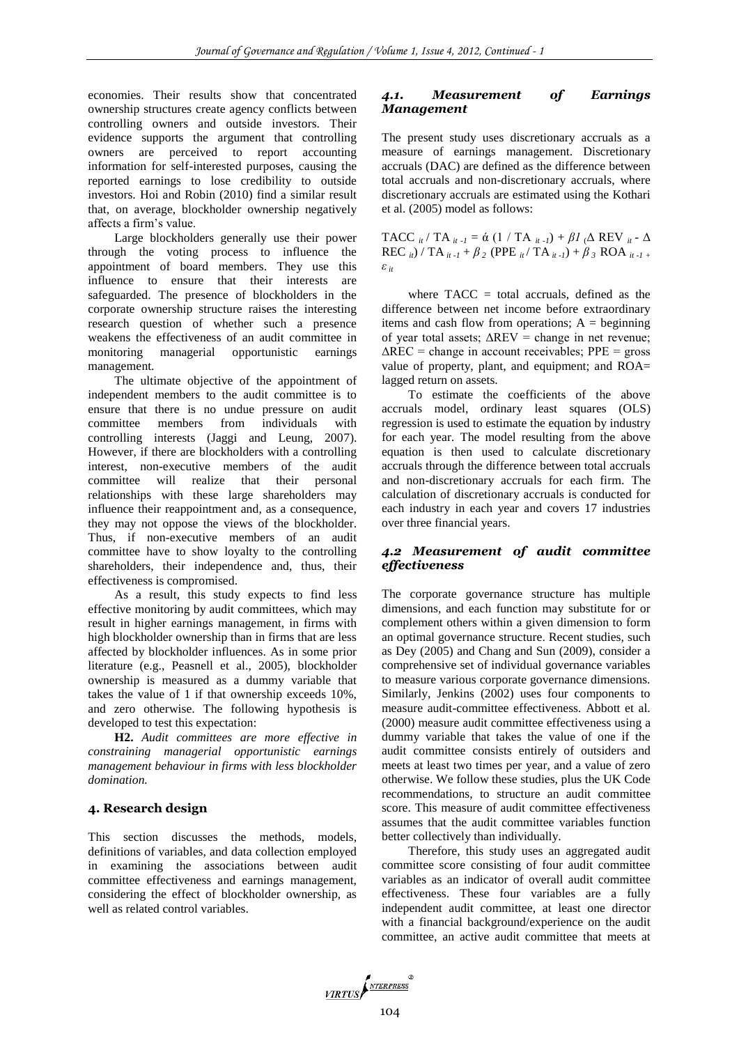economies. Their results show that concentrated ownership structures create agency conflicts between controlling owners and outside investors. Their evidence supports the argument that controlling owners are perceived to report accounting information for self-interested purposes, causing the reported earnings to lose credibility to outside investors. Hoi and Robin (2010) find a similar result that, on average, blockholder ownership negatively affects a firm's value.

Large blockholders generally use their power through the voting process to influence the appointment of board members. They use this influence to ensure that their interests are safeguarded. The presence of blockholders in the corporate ownership structure raises the interesting research question of whether such a presence weakens the effectiveness of an audit committee in monitoring managerial opportunistic earnings management.

The ultimate objective of the appointment of independent members to the audit committee is to ensure that there is no undue pressure on audit committee members from individuals with controlling interests (Jaggi and Leung, 2007). However, if there are blockholders with a controlling interest, non-executive members of the audit committee will realize that their personal relationships with these large shareholders may influence their reappointment and, as a consequence, they may not oppose the views of the blockholder. Thus, if non-executive members of an audit committee have to show loyalty to the controlling shareholders, their independence and, thus, their effectiveness is compromised.

As a result, this study expects to find less effective monitoring by audit committees, which may result in higher earnings management, in firms with high blockholder ownership than in firms that are less affected by blockholder influences. As in some prior literature (e.g., Peasnell et al., 2005), blockholder ownership is measured as a dummy variable that takes the value of 1 if that ownership exceeds 10%, and zero otherwise. The following hypothesis is developed to test this expectation:

**H2.** *Audit committees are more effective in constraining managerial opportunistic earnings management behaviour in firms with less blockholder domination.*

## 4. Research design

This section discusses the methods, models, definitions of variables, and data collection employed in examining the associations between audit committee effectiveness and earnings management, considering the effect of blockholder ownership, as well as related control variables.

### *4.1. Measurement of Earnings Management*

The present study uses discretionary accruals as a measure of earnings management. Discretionary accruals (DAC) are defined as the difference between total accruals and non-discretionary accruals, where discretionary accruals are estimated using the Kothari et al. (2005) model as follows:

$$TACC_{it} / TA_{it-1} = \acute{\alpha} (1 / TA_{it-1}) + \beta 1 (\Delta REV_{it} - \Delta REC_{it}) / TA_{it-1} + \beta_2 (PPE_{it} / TA_{it-1}) + \beta_3 ROA_{it-1} + \varepsilon_{it}$$

where TACC = total accruals, defined as the difference between net income before extraordinary items and cash flow from operations; A = beginning of year total assets; ΔREV = change in net revenue; ΔREC = change in account receivables; PPE = gross value of property, plant, and equipment; and ROA= lagged return on assets.

To estimate the coefficients of the above accruals model, ordinary least squares (OLS) regression is used to estimate the equation by industry for each year. The model resulting from the above equation is then used to calculate discretionary accruals through the difference between total accruals and non-discretionary accruals for each firm. The calculation of discretionary accruals is conducted for each industry in each year and covers 17 industries over three financial years.

### *4.2 Measurement of audit committee effectiveness*

The corporate governance structure has multiple dimensions, and each function may substitute for or complement others within a given dimension to form an optimal governance structure. Recent studies, such as Dey (2005) and Chang and Sun (2009), consider a comprehensive set of individual governance variables to measure various corporate governance dimensions. Similarly, Jenkins (2002) uses four components to measure audit-committee effectiveness. Abbott et al. (2000) measure audit committee effectiveness using a dummy variable that takes the value of one if the audit committee consists entirely of outsiders and meets at least two times per year, and a value of zero otherwise. We follow these studies, plus the UK Code recommendations, to structure an audit committee score. This measure of audit committee effectiveness assumes that the audit committee variables function better collectively than individually.

Therefore, this study uses an aggregated audit committee score consisting of four audit committee variables as an indicator of overall audit committee effectiveness. These four variables are a fully independent audit committee, at least one director with a financial background/experience on the audit committee, an active audit committee that meets at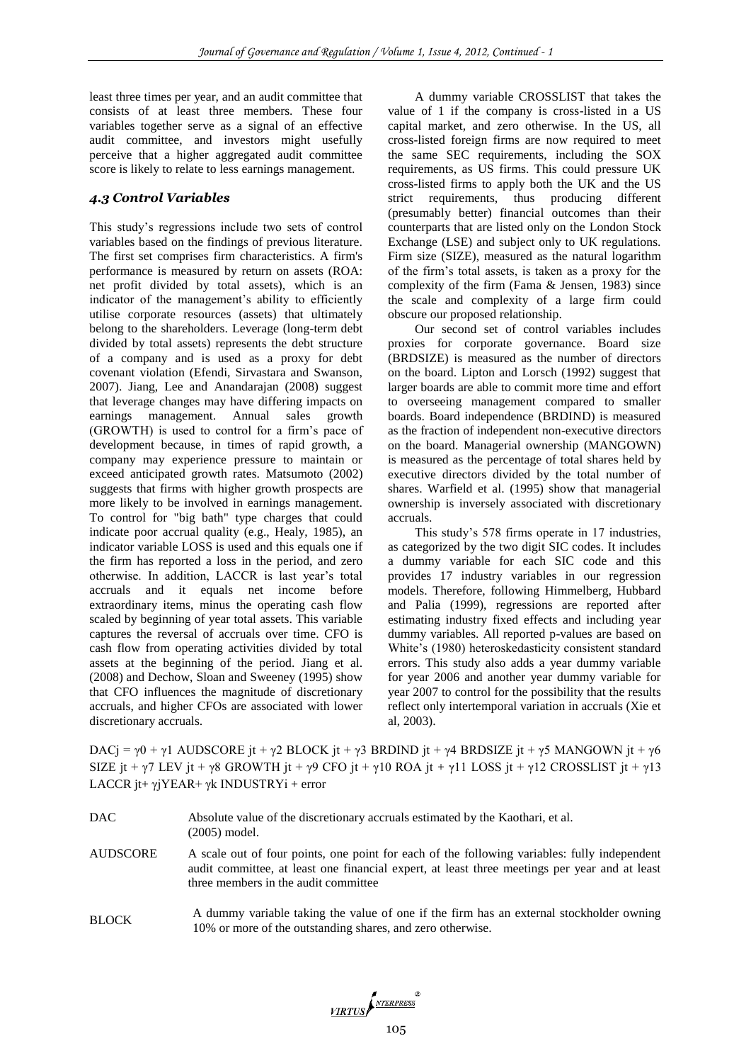least three times per year, and an audit committee that consists of at least three members. These four variables together serve as a signal of an effective audit committee, and investors might usefully perceive that a higher aggregated audit committee score is likely to relate to less earnings management.

### *4.3 Control Variables*

This study's regressions include two sets of control variables based on the findings of previous literature. The first set comprises firm characteristics. A firm's performance is measured by return on assets (ROA: net profit divided by total assets), which is an indicator of the management's ability to efficiently utilise corporate resources (assets) that ultimately belong to the shareholders. Leverage (long-term debt divided by total assets) represents the debt structure of a company and is used as a proxy for debt covenant violation (Efendi, Sirvastara and Swanson, 2007). Jiang, Lee and Anandarajan (2008) suggest that leverage changes may have differing impacts on earnings management. Annual sales growth (GROWTH) is used to control for a firm's pace of development because, in times of rapid growth, a company may experience pressure to maintain or exceed anticipated growth rates. Matsumoto (2002) suggests that firms with higher growth prospects are more likely to be involved in earnings management. To control for "big bath" type charges that could indicate poor accrual quality (e.g., Healy, 1985), an indicator variable LOSS is used and this equals one if the firm has reported a loss in the period, and zero otherwise. In addition, LACCR is last year's total accruals and it equals net income before extraordinary items, minus the operating cash flow scaled by beginning of year total assets. This variable captures the reversal of accruals over time. CFO is cash flow from operating activities divided by total assets at the beginning of the period. Jiang et al. (2008) and Dechow, Sloan and Sweeney (1995) show that CFO influences the magnitude of discretionary accruals, and higher CFOs are associated with lower discretionary accruals.

A dummy variable CROSSLIST that takes the value of 1 if the company is cross-listed in a US capital market, and zero otherwise. In the US, all cross-listed foreign firms are now required to meet the same SEC requirements, including the SOX requirements, as US firms. This could pressure UK cross-listed firms to apply both the UK and the US strict requirements, thus producing different (presumably better) financial outcomes than their counterparts that are listed only on the London Stock Exchange (LSE) and subject only to UK regulations. Firm size (SIZE), measured as the natural logarithm of the firm's total assets, is taken as a proxy for the complexity of the firm (Fama & Jensen, 1983) since the scale and complexity of a large firm could obscure our proposed relationship.

Our second set of control variables includes proxies for corporate governance. Board size (BRDSIZE) is measured as the number of directors on the board. Lipton and Lorsch (1992) suggest that larger boards are able to commit more time and effort to overseeing management compared to smaller boards. Board independence (BRDIND) is measured as the fraction of independent non-executive directors on the board. Managerial ownership (MANGOWN) is measured as the percentage of total shares held by executive directors divided by the total number of shares. Warfield et al. (1995) show that managerial ownership is inversely associated with discretionary accruals.

This study's 578 firms operate in 17 industries, as categorized by the two digit SIC codes. It includes a dummy variable for each SIC code and this provides 17 industry variables in our regression models. Therefore, following Himmelberg, Hubbard and Palia (1999), regressions are reported after estimating industry fixed effects and including year dummy variables. All reported p-values are based on White's (1980) heteroskedasticity consistent standard errors. This study also adds a year dummy variable for year 2006 and another year dummy variable for year 2007 to control for the possibility that the results reflect only intertemporal variation in accruals (Xie et al, 2003).

$$DAC_j = \gamma_0 + \gamma_1\,AUDSCORE_{jt} + \gamma_2\,BLOCK_{jt} + \gamma_3\,BRDIND_{jt} + \gamma_4\,BRDSIZE_{jt} + \gamma_5\,MANGOWN_{jt} + \gamma_6\,SIZE_{jt} + \gamma_7\,LEV_{jt} + \gamma_8\,GROWTH_{jt} + \gamma_9\,CFO_{jt} + \gamma_{10}\,ROA_{jt} + \gamma_{11}\,LOSS_{jt} + \gamma_{12}\,CROSSLIST_{jt} + \gamma_{13}\,LACCR_{jt} + \gamma_j YEAR + \gamma_k\,INDUSTRY_i + error$$

| | |
|---|---|
| DAC | Absolute value of the discretionary accruals estimated by the Kaothari, et al. (2005) model. |
| AUDSCORE | A scale out of four points, one point for each of the following variables: fully independent audit committee, at least one financial expert, at least three meetings per year and at least three members in the audit committee |
| BLOCK | A dummy variable taking the value of one if the firm has an external stockholder owning 10% or more of the outstanding shares, and zero otherwise. |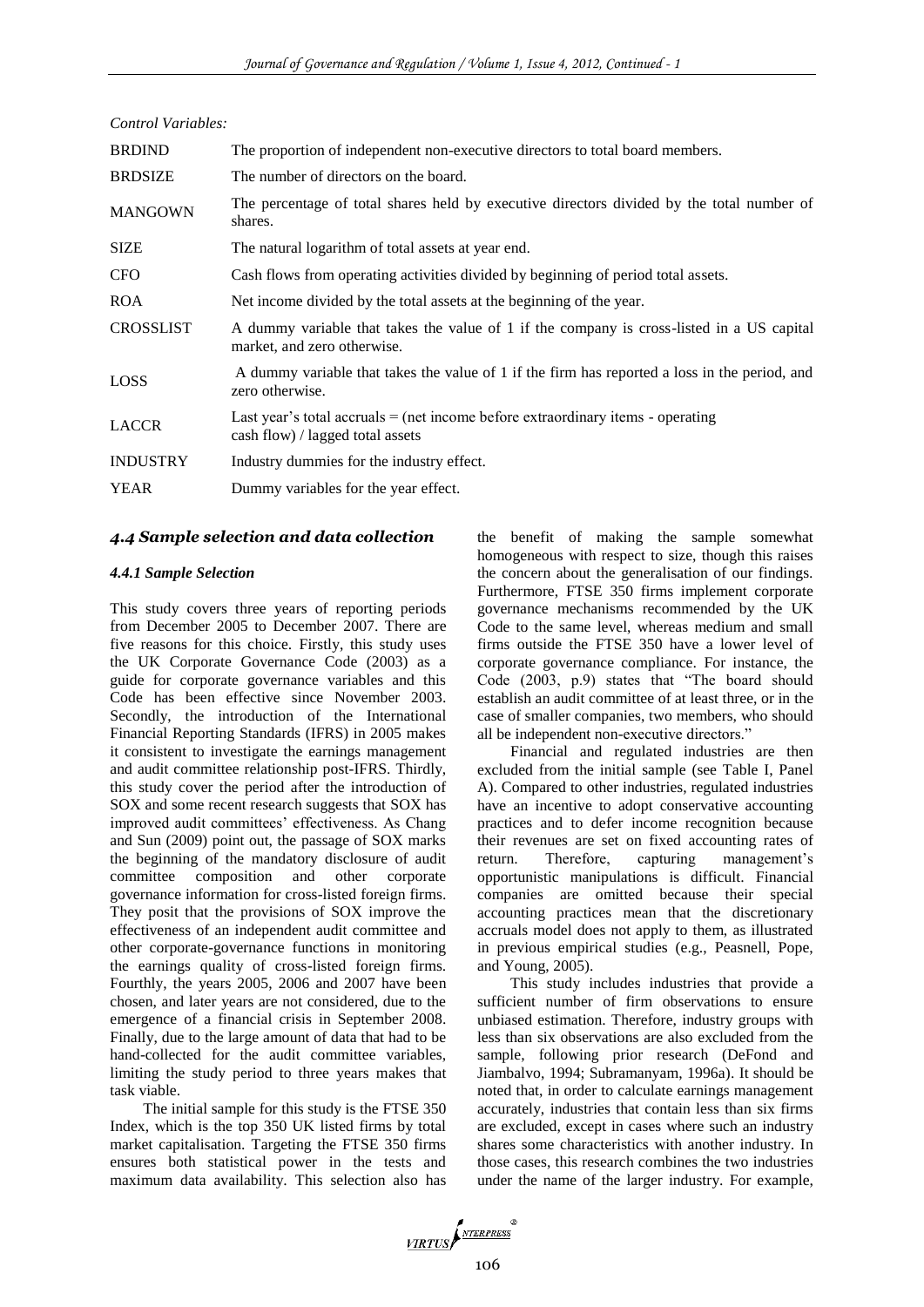*Control Variables:*

| | |
|---|---|
| BRDIND | The proportion of independent non-executive directors to total board members. |
| BRDSIZE | The number of directors on the board. |
| MANGOWN | The percentage of total shares held by executive directors divided by the total number of shares. |
| SIZE | The natural logarithm of total assets at year end. |
| CFO | Cash flows from operating activities divided by beginning of period total assets. |
| ROA | Net income divided by the total assets at the beginning of the year. |
| CROSSLIST | A dummy variable that takes the value of 1 if the company is cross-listed in a US capital market, and zero otherwise. |
| LOSS | A dummy variable that takes the value of 1 if the firm has reported a loss in the period, and zero otherwise. |
| LACCR | Last year's total accruals = (net income before extraordinary items - operating cash flow) / lagged total assets |
| INDUSTRY | Industry dummies for the industry effect. |
| YEAR | Dummy variables for the year effect. |

### *4.4 Sample selection and data collection*

#### *4.4.1 Sample Selection*

This study covers three years of reporting periods from December 2005 to December 2007. There are five reasons for this choice. Firstly, this study uses the UK Corporate Governance Code (2003) as a guide for corporate governance variables and this Code has been effective since November 2003. Secondly, the introduction of the International Financial Reporting Standards (IFRS) in 2005 makes it consistent to investigate the earnings management and audit committee relationship post-IFRS. Thirdly, this study cover the period after the introduction of SOX and some recent research suggests that SOX has improved audit committees' effectiveness. As Chang and Sun (2009) point out, the passage of SOX marks the beginning of the mandatory disclosure of audit committee composition and other corporate governance information for cross-listed foreign firms. They posit that the provisions of SOX improve the effectiveness of an independent audit committee and other corporate-governance functions in monitoring the earnings quality of cross-listed foreign firms. Fourthly, the years 2005, 2006 and 2007 have been chosen, and later years are not considered, due to the emergence of a financial crisis in September 2008. Finally, due to the large amount of data that had to be hand-collected for the audit committee variables, limiting the study period to three years makes that task viable.

The initial sample for this study is the FTSE 350 Index, which is the top 350 UK listed firms by total market capitalisation. Targeting the FTSE 350 firms ensures both statistical power in the tests and maximum data availability. This selection also has the benefit of making the sample somewhat homogeneous with respect to size, though this raises the concern about the generalisation of our findings. Furthermore, FTSE 350 firms implement corporate governance mechanisms recommended by the UK Code to the same level, whereas medium and small firms outside the FTSE 350 have a lower level of corporate governance compliance. For instance, the Code (2003, p.9) states that "The board should establish an audit committee of at least three, or in the case of smaller companies, two members, who should all be independent non-executive directors."

Financial and regulated industries are then excluded from the initial sample (see Table I, Panel A). Compared to other industries, regulated industries have an incentive to adopt conservative accounting practices and to defer income recognition because their revenues are set on fixed accounting rates of return. Therefore, capturing management's opportunistic manipulations is difficult. Financial companies are omitted because their special accounting practices mean that the discretionary accruals model does not apply to them, as illustrated in previous empirical studies (e.g., Peasnell, Pope, and Young, 2005).

This study includes industries that provide a sufficient number of firm observations to ensure unbiased estimation. Therefore, industry groups with less than six observations are also excluded from the sample, following prior research (DeFond and Jiambalvo, 1994; Subramanyam, 1996a). It should be noted that, in order to calculate earnings management accurately, industries that contain less than six firms are excluded, except in cases where such an industry shares some characteristics with another industry. In those cases, this research combines the two industries under the name of the larger industry. For example,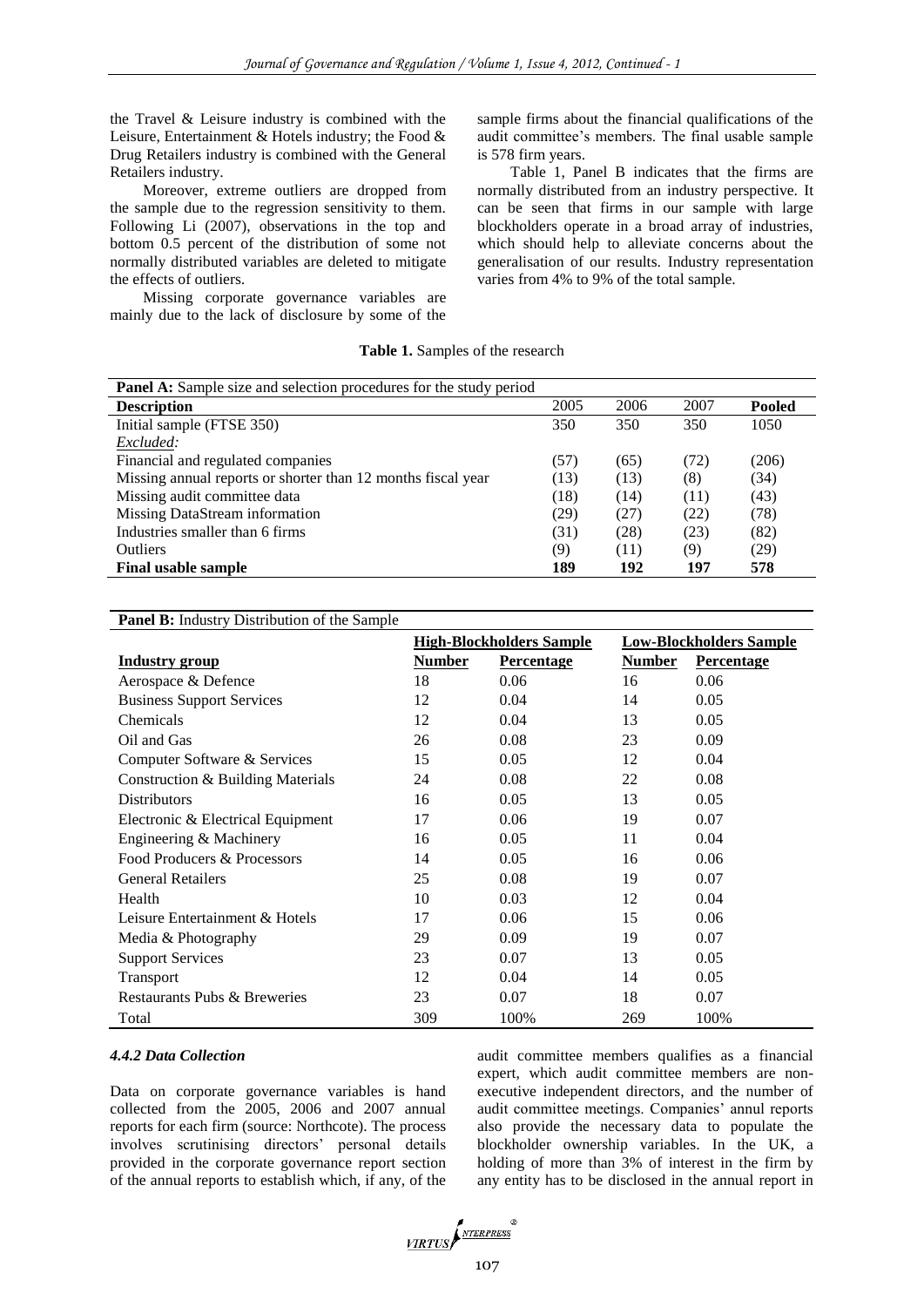the Travel & Leisure industry is combined with the Leisure, Entertainment & Hotels industry; the Food & Drug Retailers industry is combined with the General Retailers industry.

Moreover, extreme outliers are dropped from the sample due to the regression sensitivity to them. Following Li (2007), observations in the top and bottom 0.5 percent of the distribution of some not normally distributed variables are deleted to mitigate the effects of outliers.

Missing corporate governance variables are mainly due to the lack of disclosure by some of the sample firms about the financial qualifications of the audit committee's members. The final usable sample is 578 firm years.

Table 1, Panel B indicates that the firms are normally distributed from an industry perspective. It can be seen that firms in our sample with large blockholders operate in a broad array of industries, which should help to alleviate concerns about the generalisation of our results. Industry representation varies from 4% to 9% of the total sample.

**Table 1.** Samples of the research

| **Panel A:** Sample size and selection procedures for the study period | | | | |
|---|---|---|---|---|
| **Description** | 2005 | 2006 | 2007 | **Pooled** |
| Initial sample (FTSE 350) | 350 | 350 | 350 | 1050 |
| *Excluded:* | | | | |
| Financial and regulated companies | (57) | (65) | (72) | (206) |
| Missing annual reports or shorter than 12 months fiscal year | (13) | (13) | (8) | (34) |
| Missing audit committee data | (18) | (14) | (11) | (43) |
| Missing DataStream information | (29) | (27) | (22) | (78) |
| Industries smaller than 6 firms | (31) | (28) | (23) | (82) |
| Outliers | (9) | (11) | (9) | (29) |
| **Final usable sample** | **189** | **192** | **197** | **578** |

| **Panel B:** Industry Distribution of the Sample | | | | |
|---|---|---|---|---|
| | **High-Blockholders Sample** | | **Low-Blockholders Sample** | |
| **Industry group** | **Number** | **Percentage** | **Number** | **Percentage** |
| Aerospace & Defence | 18 | 0.06 | 16 | 0.06 |
| Business Support Services | 12 | 0.04 | 14 | 0.05 |
| Chemicals | 12 | 0.04 | 13 | 0.05 |
| Oil and Gas | 26 | 0.08 | 23 | 0.09 |
| Computer Software & Services | 15 | 0.05 | 12 | 0.04 |
| Construction & Building Materials | 24 | 0.08 | 22 | 0.08 |
| Distributors | 16 | 0.05 | 13 | 0.05 |
| Electronic & Electrical Equipment | 17 | 0.06 | 19 | 0.07 |
| Engineering & Machinery | 16 | 0.05 | 11 | 0.04 |
| Food Producers & Processors | 14 | 0.05 | 16 | 0.06 |
| General Retailers | 25 | 0.08 | 19 | 0.07 |
| Health | 10 | 0.03 | 12 | 0.04 |
| Leisure Entertainment & Hotels | 17 | 0.06 | 15 | 0.06 |
| Media & Photography | 29 | 0.09 | 19 | 0.07 |
| Support Services | 23 | 0.07 | 13 | 0.05 |
| Transport | 12 | 0.04 | 14 | 0.05 |
| Restaurants Pubs & Breweries | 23 | 0.07 | 18 | 0.07 |
| Total | 309 | 100% | 269 | 100% |

#### *4.4.2 Data Collection*

Data on corporate governance variables is hand collected from the 2005, 2006 and 2007 annual reports for each firm (source: Northcote). The process involves scrutinising directors' personal details provided in the corporate governance report section of the annual reports to establish which, if any, of the audit committee members qualifies as a financial expert, which audit committee members are non-executive independent directors, and the number of audit committee meetings. Companies' annul reports also provide the necessary data to populate the blockholder ownership variables. In the UK, a holding of more than 3% of interest in the firm by any entity has to be disclosed in the annual report in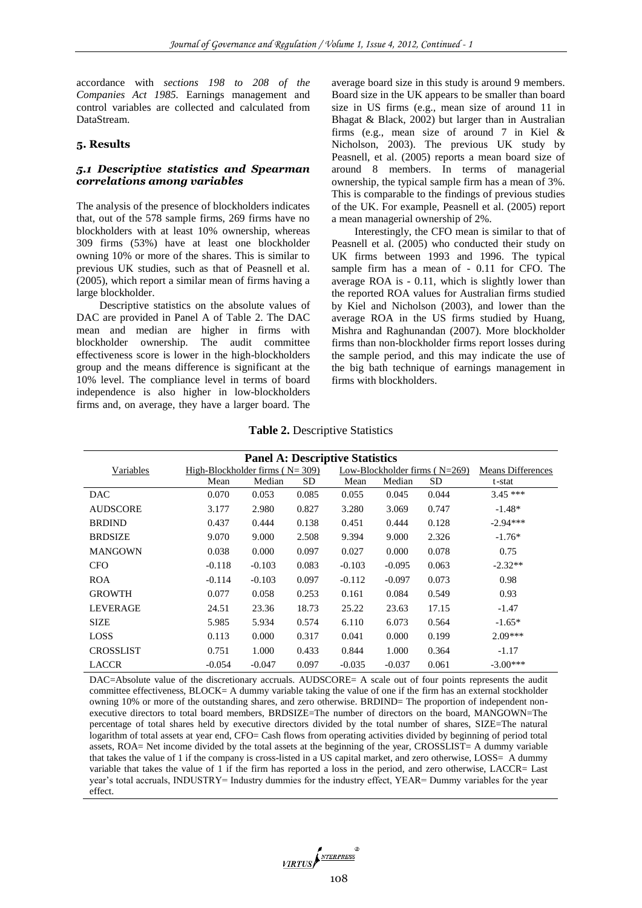accordance with *sections 198 to 208 of the Companies Act 1985.* Earnings management and control variables are collected and calculated from DataStream.

## 5. Results

### *5.1 Descriptive statistics and Spearman correlations among variables*

The analysis of the presence of blockholders indicates that, out of the 578 sample firms, 269 firms have no blockholders with at least 10% ownership, whereas 309 firms (53%) have at least one blockholder owning 10% or more of the shares. This is similar to previous UK studies, such as that of Peasnell et al. (2005), which report a similar mean of firms having a large blockholder.

Descriptive statistics on the absolute values of DAC are provided in Panel A of Table 2. The DAC mean and median are higher in firms with blockholder ownership. The audit committee effectiveness score is lower in the high-blockholders group and the means difference is significant at the 10% level. The compliance level in terms of board independence is also higher in low-blockholders firms and, on average, they have a larger board. The average board size in this study is around 9 members. Board size in the UK appears to be smaller than board size in US firms (e.g., mean size of around 11 in Bhagat & Black, 2002) but larger than in Australian firms (e.g., mean size of around 7 in Kiel & Nicholson, 2003). The previous UK study by Peasnell, et al. (2005) reports a mean board size of around 8 members. In terms of managerial ownership, the typical sample firm has a mean of 3%. This is comparable to the findings of previous studies of the UK. For example, Peasnell et al. (2005) report a mean managerial ownership of 2%.

Interestingly, the CFO mean is similar to that of Peasnell et al. (2005) who conducted their study on UK firms between 1993 and 1996. The typical sample firm has a mean of - 0.11 for CFO. The average ROA is - 0.11, which is slightly lower than the reported ROA values for Australian firms studied by Kiel and Nicholson (2003), and lower than the average ROA in the US firms studied by Huang, Mishra and Raghunandan (2007). More blockholder firms than non-blockholder firms report losses during the sample period, and this may indicate the use of the big bath technique of earnings management in firms with blockholders.

**Table 2.** Descriptive Statistics

**Panel A: Descriptive Statistics**

| Variables | High-Blockholder firms ( N= 309) | | | Low-Blockholder firms ( N=269) | | | Means Differences |
|---|---|---|---|---|---|---|---|
| | Mean | Median | SD | Mean | Median | SD | t-stat |
| DAC | 0.070 | 0.053 | 0.085 | 0.055 | 0.045 | 0.044 | 3.45 *** |
| AUDSCORE | 3.177 | 2.980 | 0.827 | 3.280 | 3.069 | 0.747 | -1.48* |
| BRDIND | 0.437 | 0.444 | 0.138 | 0.451 | 0.444 | 0.128 | -2.94*** |
| BRDSIZE | 9.070 | 9.000 | 2.508 | 9.394 | 9.000 | 2.326 | -1.76* |
| MANGOWN | 0.038 | 0.000 | 0.097 | 0.027 | 0.000 | 0.078 | 0.75 |
| CFO | -0.118 | -0.103 | 0.083 | -0.103 | -0.095 | 0.063 | -2.32** |
| ROA | -0.114 | -0.103 | 0.097 | -0.112 | -0.097 | 0.073 | 0.98 |
| GROWTH | 0.077 | 0.058 | 0.253 | 0.161 | 0.084 | 0.549 | 0.93 |
| LEVERAGE | 24.51 | 23.36 | 18.73 | 25.22 | 23.63 | 17.15 | -1.47 |
| SIZE | 5.985 | 5.934 | 0.574 | 6.110 | 6.073 | 0.564 | -1.65* |
| LOSS | 0.113 | 0.000 | 0.317 | 0.041 | 0.000 | 0.199 | 2.09*** |
| CROSSLIST | 0.751 | 1.000 | 0.433 | 0.844 | 1.000 | 0.364 | -1.17 |
| LACCR | -0.054 | -0.047 | 0.097 | -0.035 | -0.037 | 0.061 | -3.00*** |

DAC=Absolute value of the discretionary accruals. AUDSCORE= A scale out of four points represents the audit committee effectiveness, BLOCK= A dummy variable taking the value of one if the firm has an external stockholder owning 10% or more of the outstanding shares, and zero otherwise. BRDIND= The proportion of independent non-executive directors to total board members, BRDSIZE=The number of directors on the board, MANGOWN=The percentage of total shares held by executive directors divided by the total number of shares, SIZE=The natural logarithm of total assets at year end, CFO= Cash flows from operating activities divided by beginning of period total assets, ROA= Net income divided by the total assets at the beginning of the year, CROSSLIST= A dummy variable that takes the value of 1 if the company is cross-listed in a US capital market, and zero otherwise, LOSS= A dummy variable that takes the value of 1 if the firm has reported a loss in the period, and zero otherwise, LACCR= Last year's total accruals, INDUSTRY= Industry dummies for the industry effect, YEAR= Dummy variables for the year effect.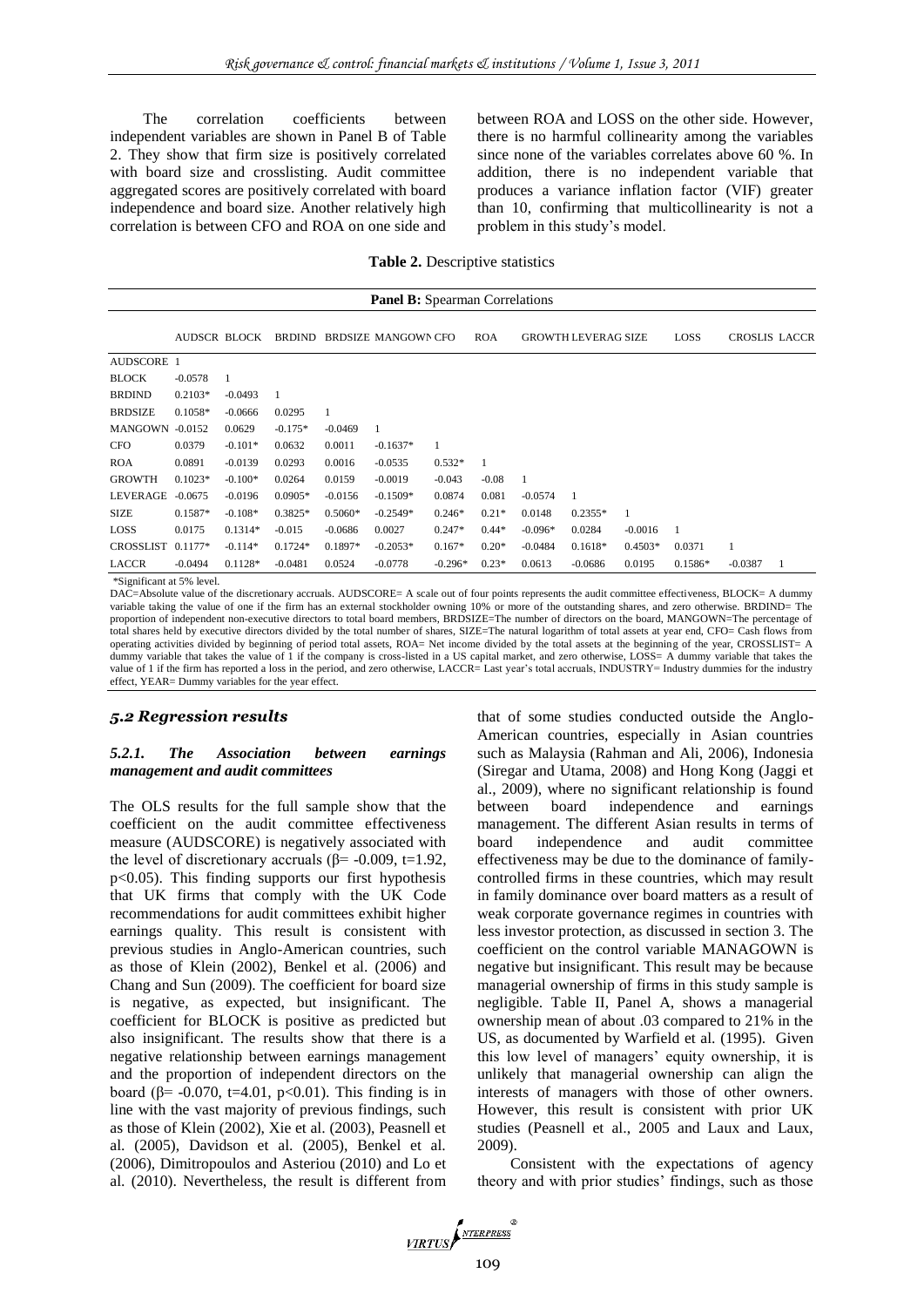The correlation coefficients between independent variables are shown in Panel B of Table 2. They show that firm size is positively correlated with board size and crosslisting. Audit committee aggregated scores are positively correlated with board independence and board size. Another relatively high correlation is between CFO and ROA on one side and between ROA and LOSS on the other side. However, there is no harmful collinearity among the variables since none of the variables correlates above 60 %. In addition, there is no independent variable that produces a variance inflation factor (VIF) greater than 10, confirming that multicollinearity is not a problem in this study's model.

**Table 2.** Descriptive statistics

**Panel B:** Spearman Correlations

| | AUDSCR | BLOCK | BRDIND | BRDSIZE | MANGOWN | CFO | ROA | GROWTH | LEVERAG | SIZE | LOSS | CROSLIS | LACCR |
|---|---|---|---|---|---|---|---|---|---|---|---|---|---|
| AUDSCORE | 1 | | | | | | | | | | | | |
| BLOCK | -0.0578 | 1 | | | | | | | | | | | |
| BRDIND | 0.2103* | -0.0493 | 1 | | | | | | | | | | |
| BRDSIZE | 0.1058* | -0.0666 | 0.0295 | 1 | | | | | | | | | |
| MANGOWN | -0.0152 | 0.0629 | -0.175* | -0.0469 | 1 | | | | | | | | |
| CFO | 0.0379 | -0.101* | 0.0632 | 0.0011 | -0.1637* | 1 | | | | | | | |
| ROA | 0.0891 | -0.0139 | 0.0293 | 0.0016 | -0.0535 | 0.532* | 1 | | | | | | |
| GROWTH | 0.1023* | -0.100* | 0.0264 | 0.0159 | -0.0019 | -0.043 | -0.08 | 1 | | | | | |
| LEVERAGE | -0.0675 | -0.0196 | 0.0905* | -0.0156 | -0.1509* | 0.0874 | 0.081 | -0.0574 | 1 | | | | |
| SIZE | 0.1587* | -0.108* | 0.3825* | 0.5060* | -0.2549* | 0.246* | 0.21* | 0.0148 | 0.2355* | 1 | | | |
| LOSS | 0.0175 | 0.1314* | -0.015 | -0.0686 | 0.0027 | 0.247* | 0.44* | -0.096* | 0.0284 | -0.0016 | 1 | | |
| CROSSLIST | 0.1177* | -0.114* | 0.1724* | 0.1897* | -0.2053* | 0.167* | 0.20* | -0.0484 | 0.1618* | 0.4503* | 0.0371 | 1 | |
| LACCR | -0.0494 | 0.1128* | -0.0481 | 0.0524 | -0.0778 | -0.296* | 0.23* | 0.0613 | -0.0686 | 0.0195 | 0.1586* | -0.0387 | 1 |

*Significant at 5% level.

DAC=Absolute value of the discretionary accruals. AUDSCORE= A scale out of four points represents the audit committee effectiveness, BLOCK= A dummy variable taking the value of one if the firm has an external stockholder owning 10% or more of the outstanding shares, and zero otherwise. BRDIND= The proportion of independent non-executive directors to total board members, BRDSIZE=The number of directors on the board, MANGOWN=The percentage of total shares held by executive directors divided by the total number of shares, SIZE=The natural logarithm of total assets at year end, CFO= Cash flows from operating activities divided by beginning of period total assets, ROA= Net income divided by the total assets at the beginning of the year, CROSSLIST= A dummy variable that takes the value of 1 if the company is cross-listed in a US capital market, and zero otherwise, LOSS= A dummy variable that takes the value of 1 if the firm has reported a loss in the period, and zero otherwise, LACCR= Last year's total accruals, INDUSTRY= Industry dummies for the industry effect, YEAR= Dummy variables for the year effect.

### *5.2 Regression results*

#### *5.2.1. The Association between earnings management and audit committees*

The OLS results for the full sample show that the coefficient on the audit committee effectiveness measure (AUDSCORE) is negatively associated with the level of discretionary accruals ($\beta$= -0.009, t=1.92, $p<0.05$). This finding supports our first hypothesis that UK firms that comply with the UK Code recommendations for audit committees exhibit higher earnings quality. This result is consistent with previous studies in Anglo-American countries, such as those of Klein (2002), Benkel et al. (2006) and Chang and Sun (2009). The coefficient for board size is negative, as expected, but insignificant. The coefficient for BLOCK is positive as predicted but also insignificant. The results show that there is a negative relationship between earnings management and the proportion of independent directors on the board ($\beta$= -0.070, t=4.01, $p<0.01$). This finding is in line with the vast majority of previous findings, such as those of Klein (2002), Xie et al. (2003), Peasnell et al. (2005), Davidson et al. (2005), Benkel et al. (2006), Dimitropoulos and Asteriou (2010) and Lo et al. (2010). Nevertheless, the result is different from that of some studies conducted outside the Anglo-American countries, especially in Asian countries such as Malaysia (Rahman and Ali, 2006), Indonesia (Siregar and Utama, 2008) and Hong Kong (Jaggi et al., 2009), where no significant relationship is found between board independence and earnings management. The different Asian results in terms of board independence and audit committee effectiveness may be due to the dominance of family-controlled firms in these countries, which may result in family dominance over board matters as a result of weak corporate governance regimes in countries with less investor protection, as discussed in section 3. The coefficient on the control variable MANAGOWN is negative but insignificant. This result may be because managerial ownership of firms in this study sample is negligible. Table II, Panel A, shows a managerial ownership mean of about .03 compared to 21% in the US, as documented by Warfield et al. (1995). Given this low level of managers' equity ownership, it is unlikely that managerial ownership can align the interests of managers with those of other owners. However, this result is consistent with prior UK studies (Peasnell et al., 2005 and Laux and Laux, 2009).

Consistent with the expectations of agency theory and with prior studies' findings, such as those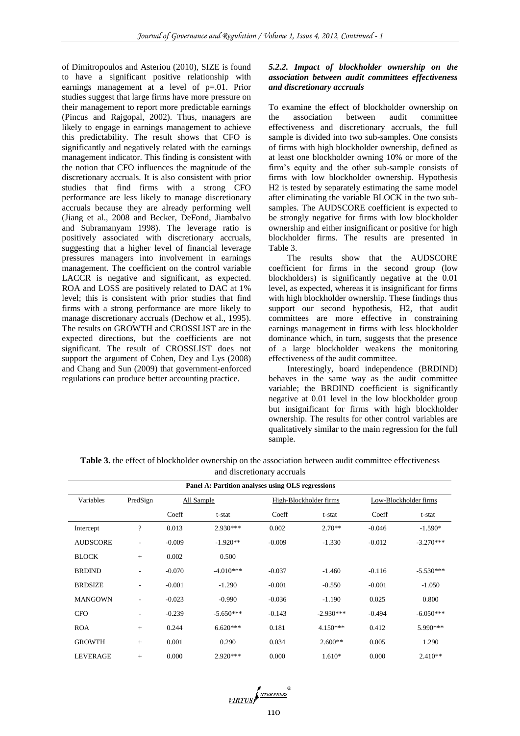of Dimitropoulos and Asteriou (2010), SIZE is found to have a significant positive relationship with earnings management at a level of p=.01. Prior studies suggest that large firms have more pressure on their management to report more predictable earnings (Pincus and Rajgopal, 2002). Thus, managers are likely to engage in earnings management to achieve this predictability. The result shows that CFO is significantly and negatively related with the earnings management indicator. This finding is consistent with the notion that CFO influences the magnitude of the discretionary accruals. It is also consistent with prior studies that find firms with a strong CFO performance are less likely to manage discretionary accruals because they are already performing well (Jiang et al., 2008 and Becker, DeFond, Jiambalvo and Subramanyam 1998). The leverage ratio is positively associated with discretionary accruals, suggesting that a higher level of financial leverage pressures managers into involvement in earnings management. The coefficient on the control variable LACCR is negative and significant, as expected. ROA and LOSS are positively related to DAC at 1% level; this is consistent with prior studies that find firms with a strong performance are more likely to manage discretionary accruals (Dechow et al., 1995). The results on GROWTH and CROSSLIST are in the expected directions, but the coefficients are not significant. The result of CROSSLIST does not support the argument of Cohen, Dey and Lys (2008) and Chang and Sun (2009) that government-enforced regulations can produce better accounting practice.

#### *5.2.2. Impact of blockholder ownership on the association between audit committees effectiveness and discretionary accruals*

To examine the effect of blockholder ownership on the association between audit committee effectiveness and discretionary accruals, the full sample is divided into two sub-samples. One consists of firms with high blockholder ownership, defined as at least one blockholder owning 10% or more of the firm's equity and the other sub-sample consists of firms with low blockholder ownership. Hypothesis H2 is tested by separately estimating the same model after eliminating the variable BLOCK in the two sub-samples. The AUDSCORE coefficient is expected to be strongly negative for firms with low blockholder ownership and either insignificant or positive for high blockholder firms. The results are presented in Table 3.

The results show that the AUDSCORE coefficient for firms in the second group (low blockholders) is significantly negative at the 0.01 level, as expected, whereas it is insignificant for firms with high blockholder ownership. These findings thus support our second hypothesis, H2, that audit committees are more effective in constraining earnings management in firms with less blockholder dominance which, in turn, suggests that the presence of a large blockholder weakens the monitoring effectiveness of the audit committee.

Interestingly, board independence (BRDIND) behaves in the same way as the audit committee variable; the BRDIND coefficient is significantly negative at 0.01 level in the low blockholder group but insignificant for firms with high blockholder ownership. The results for other control variables are qualitatively similar to the main regression for the full sample.

**Table 3.** the effect of blockholder ownership on the association between audit committee effectiveness and discretionary accruals

| Panel A: Partition analyses using OLS regressions | | | | | | | |
|---|---|---|---|---|---|---|---|
| Variables | PredSign | All Sample | | High-Blockholder firms | | Low-Blockholder firms | |
| | | Coeff | t-stat | Coeff | t-stat | Coeff | t-stat |
| Intercept | ? | 0.013 | 2.930*** | 0.002 | 2.70** | -0.046 | -1.590* |
| AUDSCORE | - | -0.009 | -1.920** | -0.009 | -1.330 | -0.012 | -3.270*** |
| BLOCK | + | 0.002 | 0.500 | | | | |
| BRDIND | - | -0.070 | -4.010*** | -0.037 | -1.460 | -0.116 | -5.530*** |
| BRDSIZE | - | -0.001 | -1.290 | -0.001 | -0.550 | -0.001 | -1.050 |
| MANGOWN | - | -0.023 | -0.990 | -0.036 | -1.190 | 0.025 | 0.800 |
| CFO | - | -0.239 | -5.650*** | -0.143 | -2.930*** | -0.494 | -6.050*** |
| ROA | + | 0.244 | 6.620*** | 0.181 | 4.150*** | 0.412 | 5.990*** |
| GROWTH | + | 0.001 | 0.290 | 0.034 | 2.600** | 0.005 | 1.290 |
| LEVERAGE | + | 0.000 | 2.920*** | 0.000 | 1.610* | 0.000 | 2.410** |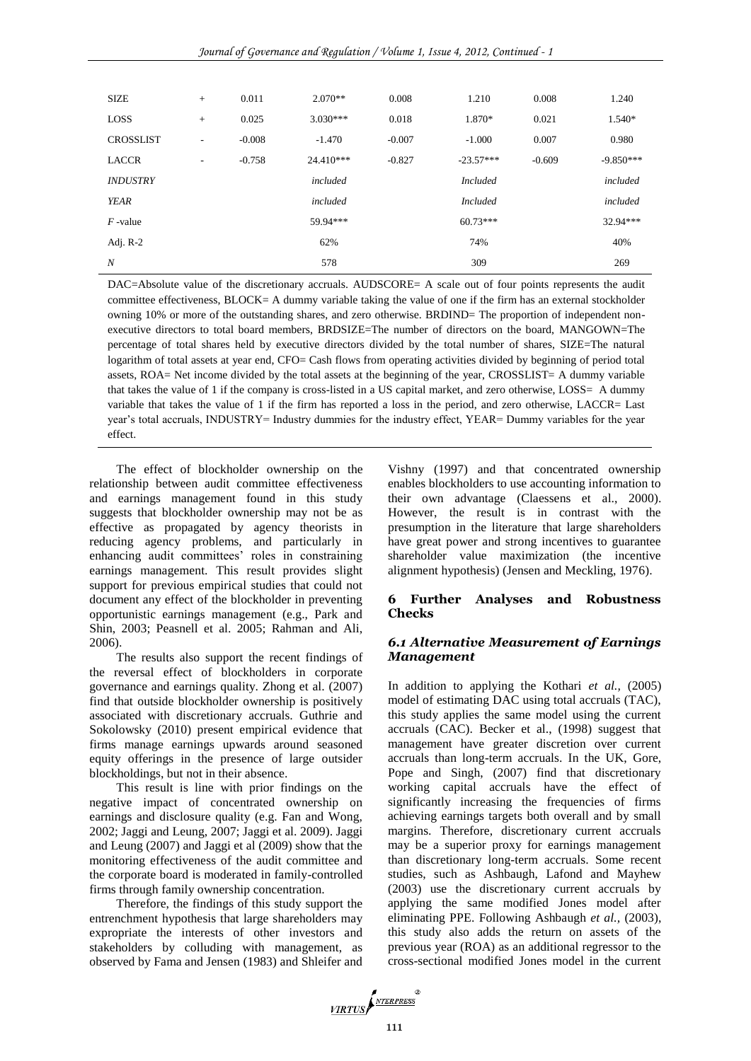| | | | | | | | |
|---|---|---|---|---|---|---|---|
| SIZE | + | 0.011 | 2.070** | 0.008 | 1.210 | 0.008 | 1.240 |
| LOSS | + | 0.025 | 3.030*** | 0.018 | 1.870* | 0.021 | 1.540* |
| CROSSLIST | - | -0.008 | -1.470 | -0.007 | -1.000 | 0.007 | 0.980 |
| LACCR | - | -0.758 | 24.410*** | -0.827 | -23.57*** | -0.609 | -9.850*** |
| *INDUSTRY* | | | *included* | | *Included* | | *included* |
| *YEAR* | | | *included* | | *Included* | | *included* |
| *F* -value | | | 59.94*** | | 60.73*** | | 32.94*** |
| Adj. R-2 | | | 62% | | 74% | | 40% |
| *N* | | | 578 | | 309 | | 269 |

DAC=Absolute value of the discretionary accruals. AUDSCORE= A scale out of four points represents the audit committee effectiveness, BLOCK= A dummy variable taking the value of one if the firm has an external stockholder owning 10% or more of the outstanding shares, and zero otherwise. BRDIND= The proportion of independent non-executive directors to total board members, BRDSIZE=The number of directors on the board, MANGOWN=The percentage of total shares held by executive directors divided by the total number of shares, SIZE=The natural logarithm of total assets at year end, CFO= Cash flows from operating activities divided by beginning of period total assets, ROA= Net income divided by the total assets at the beginning of the year, CROSSLIST= A dummy variable that takes the value of 1 if the company is cross-listed in a US capital market, and zero otherwise, LOSS= A dummy variable that takes the value of 1 if the firm has reported a loss in the period, and zero otherwise, LACCR= Last year's total accruals, INDUSTRY= Industry dummies for the industry effect, YEAR= Dummy variables for the year effect.

The effect of blockholder ownership on the relationship between audit committee effectiveness and earnings management found in this study suggests that blockholder ownership may not be as effective as propagated by agency theorists in reducing agency problems, and particularly in enhancing audit committees' roles in constraining earnings management. This result provides slight support for previous empirical studies that could not document any effect of the blockholder in preventing opportunistic earnings management (e.g., Park and Shin, 2003; Peasnell et al. 2005; Rahman and Ali, 2006).

The results also support the recent findings of the reversal effect of blockholders in corporate governance and earnings quality. Zhong et al. (2007) find that outside blockholder ownership is positively associated with discretionary accruals. Guthrie and Sokolowsky (2010) present empirical evidence that firms manage earnings upwards around seasoned equity offerings in the presence of large outsider blockholdings, but not in their absence.

This result is line with prior findings on the negative impact of concentrated ownership on earnings and disclosure quality (e.g. Fan and Wong, 2002; Jaggi and Leung, 2007; Jaggi et al. 2009). Jaggi and Leung (2007) and Jaggi et al (2009) show that the monitoring effectiveness of the audit committee and the corporate board is moderated in family-controlled firms through family ownership concentration.

Therefore, the findings of this study support the entrenchment hypothesis that large shareholders may expropriate the interests of other investors and stakeholders by colluding with management, as observed by Fama and Jensen (1983) and Shleifer and Vishny (1997) and that concentrated ownership enables blockholders to use accounting information to their own advantage (Claessens et al., 2000). However, the result is in contrast with the presumption in the literature that large shareholders have great power and strong incentives to guarantee shareholder value maximization (the incentive alignment hypothesis) (Jensen and Meckling, 1976).

## 6 Further Analyses and Robustness Checks

### 6.1 Alternative Measurement of Earnings Management

In addition to applying the Kothari *et al.,* (2005) model of estimating DAC using total accruals (TAC), this study applies the same model using the current accruals (CAC). Becker et al., (1998) suggest that management have greater discretion over current accruals than long-term accruals. In the UK, Gore, Pope and Singh, (2007) find that discretionary working capital accruals have the effect of significantly increasing the frequencies of firms achieving earnings targets both overall and by small margins. Therefore, discretionary current accruals may be a superior proxy for earnings management than discretionary long-term accruals. Some recent studies, such as Ashbaugh, Lafond and Mayhew (2003) use the discretionary current accruals by applying the same modified Jones model after eliminating PPE. Following Ashbaugh *et al.,* (2003), this study also adds the return on assets of the previous year (ROA) as an additional regressor to the cross-sectional modified Jones model in the current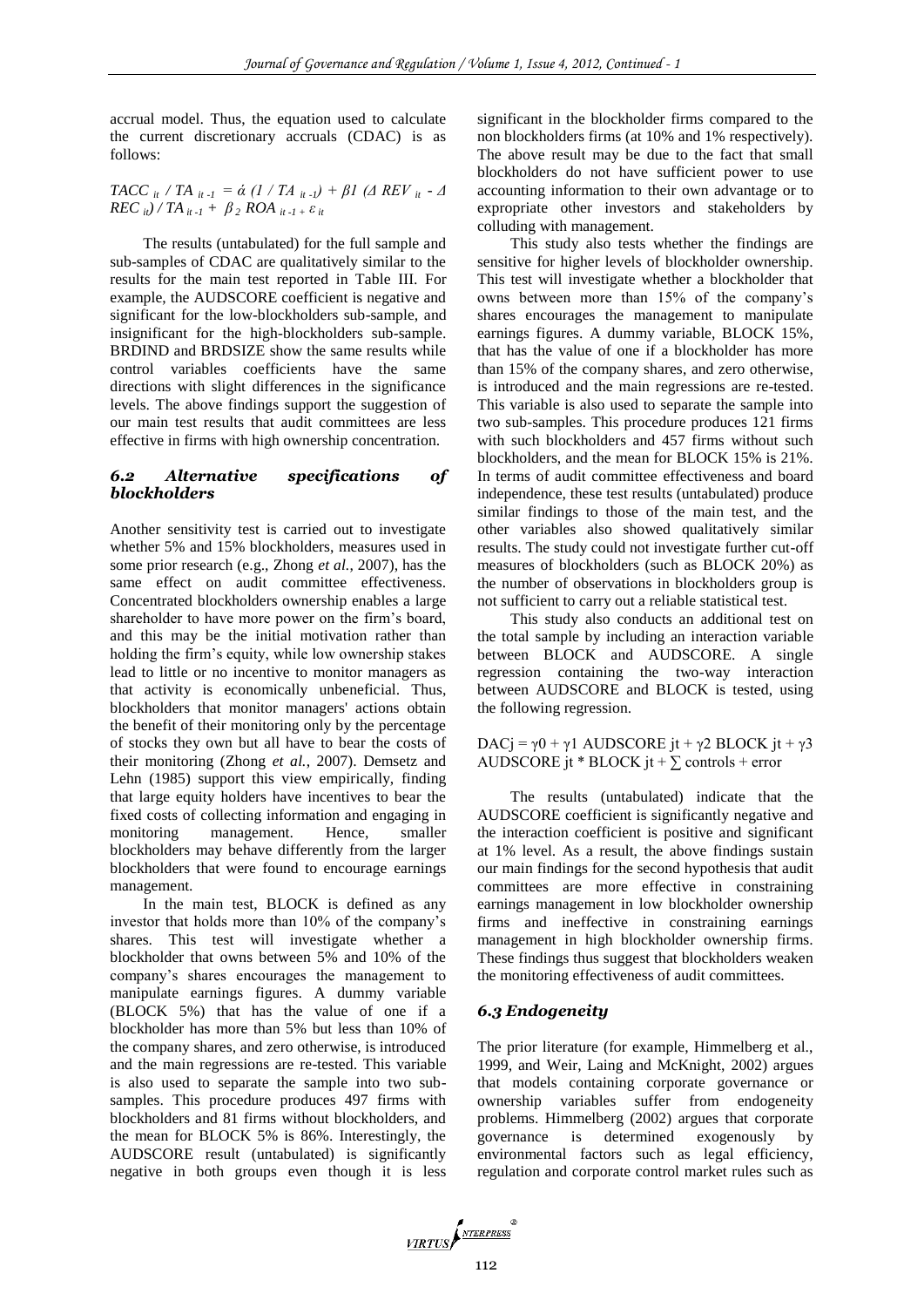accrual model. Thus, the equation used to calculate the current discretionary accruals (CDAC) is as follows:

$$TACC_{it} / TA_{it-1} = \acute{\alpha} (1 / TA_{it-1}) + \beta 1 (\Delta REV_{it} - \Delta REC_{it}) / TA_{it-1} + \beta_2 ROA_{it-1} + \varepsilon_{it}$$

The results (untabulated) for the full sample and sub-samples of CDAC are qualitatively similar to the results for the main test reported in Table III. For example, the AUDSCORE coefficient is negative and significant for the low-blockholders sub-sample, and insignificant for the high-blockholders sub-sample. BRDIND and BRDSIZE show the same results while control variables coefficients have the same directions with slight differences in the significance levels. The above findings support the suggestion of our main test results that audit committees are less effective in firms with high ownership concentration.

### 6.2 Alternative specifications of blockholders

Another sensitivity test is carried out to investigate whether 5% and 15% blockholders, measures used in some prior research (e.g., Zhong *et al.*, 2007), has the same effect on audit committee effectiveness. Concentrated blockholders ownership enables a large shareholder to have more power on the firm's board, and this may be the initial motivation rather than holding the firm's equity, while low ownership stakes lead to little or no incentive to monitor managers as that activity is economically unbeneficial. Thus, blockholders that monitor managers' actions obtain the benefit of their monitoring only by the percentage of stocks they own but all have to bear the costs of their monitoring (Zhong *et al.*, 2007). Demsetz and Lehn (1985) support this view empirically, finding that large equity holders have incentives to bear the fixed costs of collecting information and engaging in monitoring management. Hence, smaller blockholders may behave differently from the larger blockholders that were found to encourage earnings management.

In the main test, BLOCK is defined as any investor that holds more than 10% of the company's shares. This test will investigate whether a blockholder that owns between 5% and 10% of the company's shares encourages the management to manipulate earnings figures. A dummy variable (BLOCK 5%) that has the value of one if a blockholder has more than 5% but less than 10% of the company shares, and zero otherwise, is introduced and the main regressions are re-tested. This variable is also used to separate the sample into two sub-samples. This procedure produces 497 firms with blockholders and 81 firms without blockholders, and the mean for BLOCK 5% is 86%. Interestingly, the AUDSCORE result (untabulated) is significantly negative in both groups even though it is less significant in the blockholder firms compared to the non blockholders firms (at 10% and 1% respectively). The above result may be due to the fact that small blockholders do not have sufficient power to use accounting information to their own advantage or to expropriate other investors and stakeholders by colluding with management.

This study also tests whether the findings are sensitive for higher levels of blockholder ownership. This test will investigate whether a blockholder that owns between more than 15% of the company's shares encourages the management to manipulate earnings figures. A dummy variable, BLOCK 15%, that has the value of one if a blockholder has more than 15% of the company shares, and zero otherwise, is introduced and the main regressions are re-tested. This variable is also used to separate the sample into two sub-samples. This procedure produces 121 firms with such blockholders and 457 firms without such blockholders, and the mean for BLOCK 15% is 21%. In terms of audit committee effectiveness and board independence, these test results (untabulated) produce similar findings to those of the main test, and the other variables also showed qualitatively similar results. The study could not investigate further cut-off measures of blockholders (such as BLOCK 20%) as the number of observations in blockholders group is not sufficient to carry out a reliable statistical test.

This study also conducts an additional test on the total sample by including an interaction variable between BLOCK and AUDSCORE. A single regression containing the two-way interaction between AUDSCORE and BLOCK is tested, using the following regression.

$$DACj = \gamma 0 + \gamma 1 \text{ AUDSCORE } jt + \gamma 2 \text{ BLOCK } jt + \gamma 3 \text{ AUDSCORE } jt * \text{BLOCK } jt + \sum \text{controls} + \text{error}$$

The results (untabulated) indicate that the AUDSCORE coefficient is significantly negative and the interaction coefficient is positive and significant at 1% level. As a result, the above findings sustain our main findings for the second hypothesis that audit committees are more effective in constraining earnings management in low blockholder ownership firms and ineffective in constraining earnings management in high blockholder ownership firms. These findings thus suggest that blockholders weaken the monitoring effectiveness of audit committees.

### 6.3 Endogeneity

The prior literature (for example, Himmelberg et al., 1999, and Weir, Laing and McKnight, 2002) argues that models containing corporate governance or ownership variables suffer from endogeneity problems. Himmelberg (2002) argues that corporate governance is determined exogenously by environmental factors such as legal efficiency, regulation and corporate control market rules such as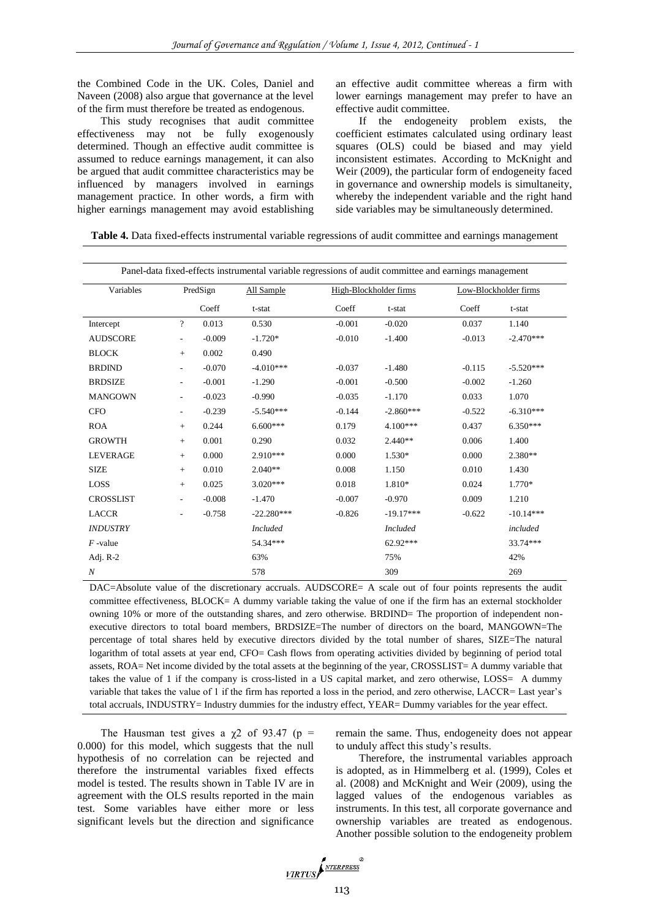the Combined Code in the UK. Coles, Daniel and Naveen (2008) also argue that governance at the level of the firm must therefore be treated as endogenous.

This study recognises that audit committee effectiveness may not be fully exogenously determined. Though an effective audit committee is assumed to reduce earnings management, it can also be argued that audit committee characteristics may be influenced by managers involved in earnings management practice. In other words, a firm with higher earnings management may avoid establishing an effective audit committee whereas a firm with lower earnings management may prefer to have an effective audit committee.

If the endogeneity problem exists, the coefficient estimates calculated using ordinary least squares (OLS) could be biased and may yield inconsistent estimates. According to McKnight and Weir (2009), the particular form of endogeneity faced in governance and ownership models is simultaneity, whereby the independent variable and the right hand side variables may be simultaneously determined.

**Table 4.** Data fixed-effects instrumental variable regressions of audit committee and earnings management

| Panel-data fixed-effects instrumental variable regressions of audit committee and earnings management | | | | | | | |
|---|---|---|---|---|---|---|---|
| Variables | PredSign | All Sample | | High-Blockholder firms | | Low-Blockholder firms | |
| | | Coeff | t-stat | Coeff | t-stat | Coeff | t-stat |
| Intercept | ? | 0.013 | 0.530 | -0.001 | -0.020 | 0.037 | 1.140 |
| AUDSCORE | - | -0.009 | -1.720* | -0.010 | -1.400 | -0.013 | -2.470*** |
| BLOCK | + | 0.002 | 0.490 | | | | |
| BRDIND | - | -0.070 | -4.010*** | -0.037 | -1.480 | -0.115 | -5.520*** |
| BRDSIZE | - | -0.001 | -1.290 | -0.001 | -0.500 | -0.002 | -1.260 |
| MANGOWN | - | -0.023 | -0.990 | -0.035 | -1.170 | 0.033 | 1.070 |
| CFO | - | -0.239 | -5.540*** | -0.144 | -2.860*** | -0.522 | -6.310*** |
| ROA | + | 0.244 | 6.600*** | 0.179 | 4.100*** | 0.437 | 6.350*** |
| GROWTH | + | 0.001 | 0.290 | 0.032 | 2.440** | 0.006 | 1.400 |
| LEVERAGE | + | 0.000 | 2.910*** | 0.000 | 1.530* | 0.000 | 2.380** |
| SIZE | + | 0.010 | 2.040** | 0.008 | 1.150 | 0.010 | 1.430 |
| LOSS | + | 0.025 | 3.020*** | 0.018 | 1.810* | 0.024 | 1.770* |
| CROSSLIST | - | -0.008 | -1.470 | -0.007 | -0.970 | 0.009 | 1.210 |
| LACCR | - | -0.758 | -22.280*** | -0.826 | -19.17*** | -0.622 | -10.14*** |
| *INDUSTRY* | | | *Included* | | *Included* | | *included* |
| *F* -value | | | 54.34*** | | 62.92*** | | 33.74*** |
| Adj. R-2 | | | 63% | | 75% | | 42% |
| *N* | | | 578 | | 309 | | 269 |

DAC=Absolute value of the discretionary accruals. AUDSCORE= A scale out of four points represents the audit committee effectiveness, BLOCK= A dummy variable taking the value of one if the firm has an external stockholder owning 10% or more of the outstanding shares, and zero otherwise. BRDIND= The proportion of independent non-executive directors to total board members, BRDSIZE=The number of directors on the board, MANGOWN=The percentage of total shares held by executive directors divided by the total number of shares, SIZE=The natural logarithm of total assets at year end, CFO= Cash flows from operating activities divided by beginning of period total assets, ROA= Net income divided by the total assets at the beginning of the year, CROSSLIST= A dummy variable that takes the value of 1 if the company is cross-listed in a US capital market, and zero otherwise, LOSS= A dummy variable that takes the value of 1 if the firm has reported a loss in the period, and zero otherwise, LACCR= Last year's total accruals, INDUSTRY= Industry dummies for the industry effect, YEAR= Dummy variables for the year effect.

The Hausman test gives a $\chi 2$ of 93.47 ($p = 0.000$) for this model, which suggests that the null hypothesis of no correlation can be rejected and therefore the instrumental variables fixed effects model is tested. The results shown in Table IV are in agreement with the OLS results reported in the main test. Some variables have either more or less significant levels but the direction and significance remain the same. Thus, endogeneity does not appear to unduly affect this study's results.

Therefore, the instrumental variables approach is adopted, as in Himmelberg et al. (1999), Coles et al. (2008) and McKnight and Weir (2009), using the lagged values of the endogenous variables as instruments. In this test, all corporate governance and ownership variables are treated as endogenous. Another possible solution to the endogeneity problem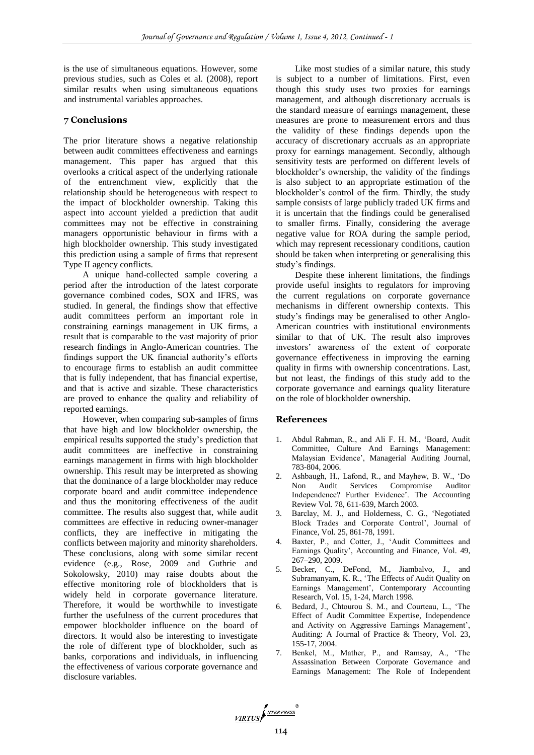is the use of simultaneous equations. However, some previous studies, such as Coles et al. (2008), report similar results when using simultaneous equations and instrumental variables approaches.

## 7 Conclusions

The prior literature shows a negative relationship between audit committees effectiveness and earnings management. This paper has argued that this overlooks a critical aspect of the underlying rationale of the entrenchment view, explicitly that the relationship should be heterogeneous with respect to the impact of blockholder ownership. Taking this aspect into account yielded a prediction that audit committees may not be effective in constraining managers opportunistic behaviour in firms with a high blockholder ownership. This study investigated this prediction using a sample of firms that represent Type II agency conflicts.

A unique hand-collected sample covering a period after the introduction of the latest corporate governance combined codes, SOX and IFRS, was studied. In general, the findings show that effective audit committees perform an important role in constraining earnings management in UK firms, a result that is comparable to the vast majority of prior research findings in Anglo-American countries. The findings support the UK financial authority's efforts to encourage firms to establish an audit committee that is fully independent, that has financial expertise, and that is active and sizable. These characteristics are proved to enhance the quality and reliability of reported earnings.

However, when comparing sub-samples of firms that have high and low blockholder ownership, the empirical results supported the study's prediction that audit committees are ineffective in constraining earnings management in firms with high blockholder ownership. This result may be interpreted as showing that the dominance of a large blockholder may reduce corporate board and audit committee independence and thus the monitoring effectiveness of the audit committee. The results also suggest that, while audit committees are effective in reducing owner-manager conflicts, they are ineffective in mitigating the conflicts between majority and minority shareholders. These conclusions, along with some similar recent evidence (e.g., Rose, 2009 and Guthrie and Sokolowsky, 2010) may raise doubts about the effective monitoring role of blockholders that is widely held in corporate governance literature. Therefore, it would be worthwhile to investigate further the usefulness of the current procedures that empower blockholder influence on the board of directors. It would also be interesting to investigate the role of different type of blockholder, such as banks, corporations and individuals, in influencing the effectiveness of various corporate governance and disclosure variables.

Like most studies of a similar nature, this study is subject to a number of limitations. First, even though this study uses two proxies for earnings management, and although discretionary accruals is the standard measure of earnings management, these measures are prone to measurement errors and thus the validity of these findings depends upon the accuracy of discretionary accruals as an appropriate proxy for earnings management. Secondly, although sensitivity tests are performed on different levels of blockholder's ownership, the validity of the findings is also subject to an appropriate estimation of the blockholder's control of the firm. Thirdly, the study sample consists of large publicly traded UK firms and it is uncertain that the findings could be generalised to smaller firms. Finally, considering the average negative value for ROA during the sample period, which may represent recessionary conditions, caution should be taken when interpreting or generalising this study's findings.

Despite these inherent limitations, the findings provide useful insights to regulators for improving the current regulations on corporate governance mechanisms in different ownership contexts. This study's findings may be generalised to other Anglo-American countries with institutional environments similar to that of UK. The result also improves investors' awareness of the extent of corporate governance effectiveness in improving the earning quality in firms with ownership concentrations. Last, but not least, the findings of this study add to the corporate governance and earnings quality literature on the role of blockholder ownership.

## References

1. Abdul Rahman, R., and Ali F. H. M., 'Board, Audit Committee, Culture And Earnings Management: Malaysian Evidence', Managerial Auditing Journal, 783-804, 2006.
2. Ashbaugh, H., Lafond, R., and Mayhew, B. W., 'Do Non Audit Services Compromise Auditor Independence? Further Evidence'. The Accounting Review Vol. 78, 611-639, March 2003.
3. Barclay, M. J., and Holderness, C. G., 'Negotiated Block Trades and Corporate Control', Journal of Finance, Vol. 25, 861-78, 1991.
4. Baxter, P., and Cotter, J., 'Audit Committees and Earnings Quality', Accounting and Finance, Vol. 49, 267–290, 2009.
5. Becker, C., DeFond, M., Jiambalvo, J., and Subramanyam, K. R., 'The Effects of Audit Quality on Earnings Management', Contemporary Accounting Research, Vol. 15, 1-24, March 1998.
6. Bedard, J., Chtourou S. M., and Courteau, L., 'The Effect of Audit Committee Expertise, Independence and Activity on Aggressive Earnings Management', Auditing: A Journal of Practice & Theory, Vol. 23, 155-17, 2004.
7. Benkel, M., Mather, P., and Ramsay, A., 'The Assassination Between Corporate Governance and Earnings Management: The Role of Independent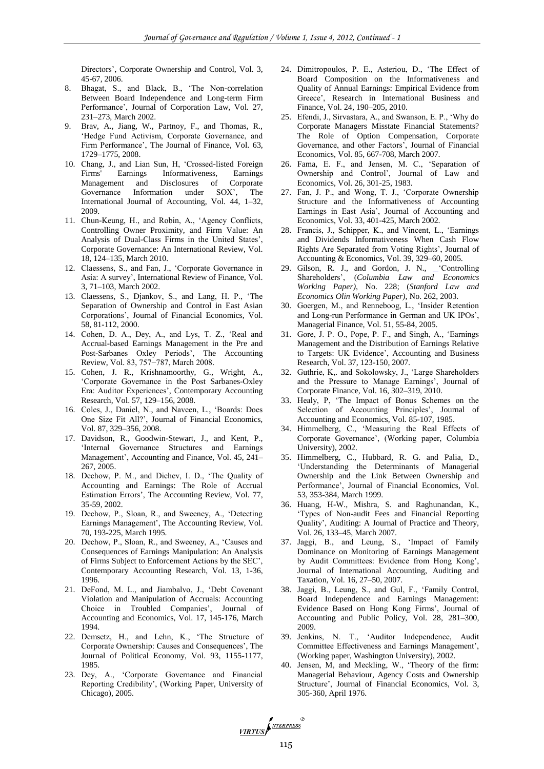Directors', Corporate Ownership and Control, Vol. 3, 45-67, 2006.

8. Bhagat, S., and Black, B., 'The Non-correlation Between Board Independence and Long-term Firm Performance', Journal of Corporation Law, Vol. 27, 231–273, March 2002.
9. Brav, A., Jiang, W., Partnoy, F., and Thomas, R., 'Hedge Fund Activism, Corporate Governance, and Firm Performance', The Journal of Finance, Vol. 63, 1729–1775, 2008.
10. Chang, J., and Lian Sun, H, 'Crossed-listed Foreign Firms' Earnings Informativeness, Earnings Management and Disclosures of Corporate Governance Information under SOX', The International Journal of Accounting, Vol. 44, 1–32, 2009.
11. Chun-Keung, H., and Robin, A., 'Agency Conflicts, Controlling Owner Proximity, and Firm Value: An Analysis of Dual-Class Firms in the United States', Corporate Governance: An International Review, Vol. 18, 124–135, March 2010.
12. Claessens, S., and Fan, J., 'Corporate Governance in Asia: A survey', International Review of Finance, Vol. 3, 71–103, March 2002.
13. Claessens, S., Djankov, S., and Lang, H. P., 'The Separation of Ownership and Control in East Asian Corporations', Journal of Financial Economics, Vol. 58, 81-112, 2000.
14. Cohen, D. A., Dey, A., and Lys, T. Z., 'Real and Accrual-based Earnings Management in the Pre and Post-Sarbanes Oxley Periods', The Accounting Review, Vol. 83, 757−787, March 2008.
15. Cohen, J. R., Krishnamoorthy, G., Wright, A., 'Corporate Governance in the Post Sarbanes-Oxley Era: Auditor Experiences', Contemporary Accounting Research, Vol. 57, 129–156, 2008.
16. Coles, J., Daniel, N., and Naveen, L., 'Boards: Does One Size Fit All?', Journal of Financial Economics, Vol. 87, 329–356, 2008.
17. Davidson, R., Goodwin-Stewart, J., and Kent, P., 'Internal Governance Structures and Earnings Management', Accounting and Finance, Vol. 45, 241–267, 2005.
18. Dechow, P. M., and Dichev, I. D., 'The Quality of Accounting and Earnings: The Role of Accrual Estimation Errors', The Accounting Review, Vol. 77, 35-59, 2002.
19. Dechow, P., Sloan, R., and Sweeney, A., 'Detecting Earnings Management', The Accounting Review, Vol. 70, 193-225, March 1995.
20. Dechow, P., Sloan, R., and Sweeney, A., 'Causes and Consequences of Earnings Manipulation: An Analysis of Firms Subject to Enforcement Actions by the SEC', Contemporary Accounting Research, Vol. 13, 1-36, 1996.
21. DeFond, M. L., and Jiambalvo, J., 'Debt Covenant Violation and Manipulation of Accruals: Accounting Choice in Troubled Companies', Journal of Accounting and Economics, Vol. 17, 145-176, March 1994.
22. Demsetz, H., and Lehn, K., 'The Structure of Corporate Ownership: Causes and Consequences', The Journal of Political Economy, Vol. 93, 1155-1177, 1985.
23. Dey, A., 'Corporate Governance and Financial Reporting Credibility', (Working Paper, University of Chicago), 2005.
24. Dimitropoulos, P. E., Asteriou, D., 'The Effect of Board Composition on the Informativeness and Quality of Annual Earnings: Empirical Evidence from Greece', Research in International Business and Finance, Vol. 24, 190–205, 2010.
25. Efendi, J., Sirvastara, A., and Swanson, E. P., 'Why do Corporate Managers Misstate Financial Statements? The Role of Option Compensation, Corporate Governance, and other Factors', Journal of Financial Economics, Vol. 85, 667-708, March 2007.
26. Fama, E. F., and Jensen, M. C., 'Separation of Ownership and Control', Journal of Law and Economics, Vol. 26, 301-25, 1983.
27. Fan, J. P., and Wong, T. J., 'Corporate Ownership Structure and the Informativeness of Accounting Earnings in East Asia', Journal of Accounting and Economics, Vol. 33, 401-425, March 2002.
28. Francis, J., Schipper, K., and Vincent, L., 'Earnings and Dividends Informativeness When Cash Flow Rights Are Separated from Voting Rights', Journal of Accounting & Economics, Vol. 39, 329–60, 2005.
29. Gilson, R. J., and Gordon, J. N., 'Controlling Shareholders', (*Columbia Law and Economics Working Paper)*, No. 228; (*Stanford Law and Economics Olin Working Paper),* No. 262, 2003.
30. Goergen, M., and Renneboog, L., 'Insider Retention and Long-run Performance in German and UK IPOs', Managerial Finance, Vol. 51, 55-84, 2005.
31. Gore, J. P. O., Pope, P. F., and Singh, A., 'Earnings Management and the Distribution of Earnings Relative to Targets: UK Evidence', Accounting and Business Research, Vol. 37, 123-150, 2007.
32. Guthrie, K,. and Sokolowsky, J., 'Large Shareholders and the Pressure to Manage Earnings', Journal of Corporate Finance, Vol. 16, 302–319, 2010.
33. Healy, P, 'The Impact of Bonus Schemes on the Selection of Accounting Principles', Journal of Accounting and Economics, Vol. 85-107, 1985.
34. Himmelberg, C., 'Measuring the Real Effects of Corporate Governance', (Working paper, Columbia University), 2002.
35. Himmelberg, C., Hubbard, R. G. and Palia, D., 'Understanding the Determinants of Managerial Ownership and the Link Between Ownership and Performance', Journal of Financial Economics, Vol. 53, 353-384, March 1999.
36. Huang, H-W., Mishra, S. and Raghunandan, K., 'Types of Non-audit Fees and Financial Reporting Quality', Auditing: A Journal of Practice and Theory, Vol. 26, 133–45, March 2007.
37. Jaggi, B., and Leung, S., 'Impact of Family Dominance on Monitoring of Earnings Management by Audit Committees: Evidence from Hong Kong', Journal of International Accounting, Auditing and Taxation, Vol. 16, 27–50, 2007.
38. Jaggi, B., Leung, S., and Gul, F., 'Family Control, Board Independence and Earnings Management: Evidence Based on Hong Kong Firms', Journal of Accounting and Public Policy, Vol. 28, 281–300, 2009.
39. Jenkins, N. T., 'Auditor Independence, Audit Committee Effectiveness and Earnings Management', (Working paper, Washington University), 2002.
40. Jensen, M, and Meckling, W., 'Theory of the firm: Managerial Behaviour, Agency Costs and Ownership Structure', Journal of Financial Economics, Vol. 3, 305-360, April 1976.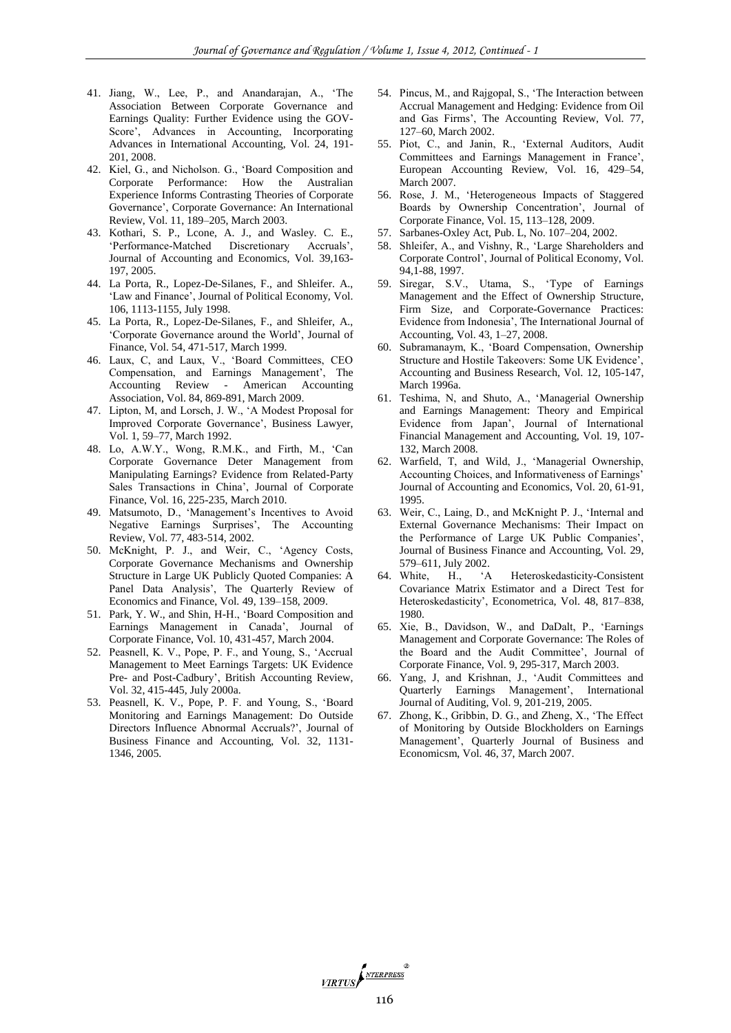41. Jiang, W., Lee, P., and Anandarajan, A., 'The Association Between Corporate Governance and Earnings Quality: Further Evidence using the GOV-Score', Advances in Accounting, Incorporating Advances in International Accounting, Vol. 24, 191-201, 2008.
42. Kiel, G., and Nicholson. G., 'Board Composition and Corporate Performance: How the Australian Experience Informs Contrasting Theories of Corporate Governance', Corporate Governance: An International Review, Vol. 11, 189–205, March 2003.
43. Kothari, S. P., Lcone, A. J., and Wasley. C. E., 'Performance-Matched Discretionary Accruals', Journal of Accounting and Economics, Vol. 39,163-197, 2005.
44. La Porta, R., Lopez-De-Silanes, F., and Shleifer. A., 'Law and Finance', Journal of Political Economy, Vol. 106, 1113-1155, July 1998.
45. La Porta, R., Lopez-De-Silanes, F., and Shleifer, A., 'Corporate Governance around the World', Journal of Finance, Vol. 54, 471-517, March 1999.
46. Laux, C, and Laux, V., 'Board Committees, CEO Compensation, and Earnings Management', The Accounting Review - American Accounting Association, Vol. 84, 869-891, March 2009.
47. Lipton, M, and Lorsch, J. W., 'A Modest Proposal for Improved Corporate Governance', Business Lawyer, Vol. 1, 59–77, March 1992.
48. Lo, A.W.Y., Wong, R.M.K., and Firth, M., 'Can Corporate Governance Deter Management from Manipulating Earnings? Evidence from Related-Party Sales Transactions in China', Journal of Corporate Finance, Vol. 16, 225-235, March 2010.
49. Matsumoto, D., 'Management's Incentives to Avoid Negative Earnings Surprises', The Accounting Review, Vol. 77, 483-514, 2002.
50. McKnight, P. J., and Weir, C., 'Agency Costs, Corporate Governance Mechanisms and Ownership Structure in Large UK Publicly Quoted Companies: A Panel Data Analysis', The Quarterly Review of Economics and Finance, Vol. 49, 139–158, 2009.
51. Park, Y. W., and Shin, H-H., 'Board Composition and Earnings Management in Canada', Journal of Corporate Finance, Vol. 10, 431-457, March 2004.
52. Peasnell, K. V., Pope, P. F., and Young, S., 'Accrual Management to Meet Earnings Targets: UK Evidence Pre- and Post-Cadbury', British Accounting Review, Vol. 32, 415-445, July 2000a.
53. Peasnell, K. V., Pope, P. F. and Young, S., 'Board Monitoring and Earnings Management: Do Outside Directors Influence Abnormal Accruals?', Journal of Business Finance and Accounting, Vol. 32, 1131-1346, 2005.
54. Pincus, M., and Rajgopal, S., 'The Interaction between Accrual Management and Hedging: Evidence from Oil and Gas Firms', The Accounting Review, Vol. 77, 127–60, March 2002.
55. Piot, C., and Janin, R., 'External Auditors, Audit Committees and Earnings Management in France', European Accounting Review, Vol. 16, 429–54, March 2007.
56. Rose, J. M., 'Heterogeneous Impacts of Staggered Boards by Ownership Concentration', Journal of Corporate Finance, Vol. 15, 113–128, 2009.
57. Sarbanes-Oxley Act, Pub. L, No. 107–204, 2002.
58. Shleifer, A., and Vishny, R., 'Large Shareholders and Corporate Control', Journal of Political Economy, Vol. 94,1-88, 1997.
59. Siregar, S.V., Utama, S., 'Type of Earnings Management and the Effect of Ownership Structure, Firm Size, and Corporate-Governance Practices: Evidence from Indonesia', The International Journal of Accounting, Vol. 43, 1–27, 2008.
60. Subramanaym, K., 'Board Compensation, Ownership Structure and Hostile Takeovers: Some UK Evidence', Accounting and Business Research, Vol. 12, 105-147, March 1996a.
61. Teshima, N, and Shuto, A., 'Managerial Ownership and Earnings Management: Theory and Empirical Evidence from Japan', Journal of International Financial Management and Accounting, Vol. 19, 107-132, March 2008.
62. Warfield, T, and Wild, J., 'Managerial Ownership, Accounting Choices, and Informativeness of Earnings' Journal of Accounting and Economics, Vol. 20, 61-91, 1995.
63. Weir, C., Laing, D., and McKnight P. J., 'Internal and External Governance Mechanisms: Their Impact on the Performance of Large UK Public Companies', Journal of Business Finance and Accounting, Vol. 29, 579–611, July 2002.
64. White, H., 'A Heteroskedasticity-Consistent Covariance Matrix Estimator and a Direct Test for Heteroskedasticity', Econometrica, Vol. 48, 817–838, 1980.
65. Xie, B., Davidson, W., and DaDalt, P., 'Earnings Management and Corporate Governance: The Roles of the Board and the Audit Committee', Journal of Corporate Finance, Vol. 9, 295-317, March 2003.
66. Yang, J, and Krishnan, J., 'Audit Committees and Quarterly Earnings Management', International Journal of Auditing, Vol. 9, 201-219, 2005.
67. Zhong, K., Gribbin, D. G., and Zheng, X., 'The Effect of Monitoring by Outside Blockholders on Earnings Management', Quarterly Journal of Business and Economicsm, Vol. 46, 37, March 2007.